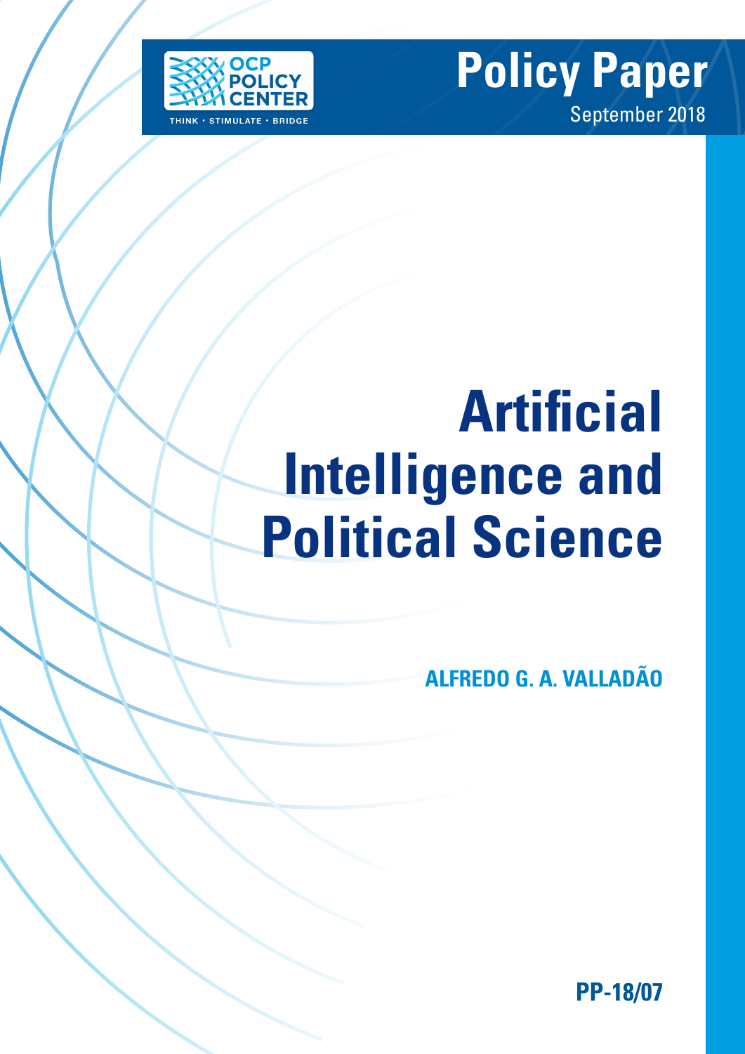OCP POLICY CENTER

THINK • STIMULATE • BRIDGE

**Policy Paper**

September 2018

# Artificial Intelligence and Political Science

**ALFREDO G. A. VALLADÃO**

**PP-18/07**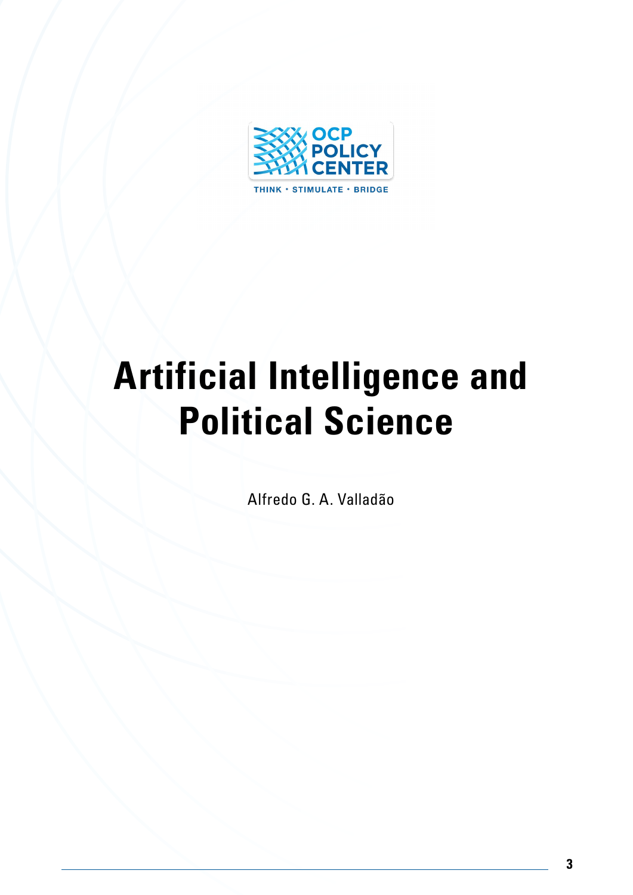OCP POLICY CENTER

THINK • STIMULATE • BRIDGE

# Artificial Intelligence and Political Science

Alfredo G. A. Valladão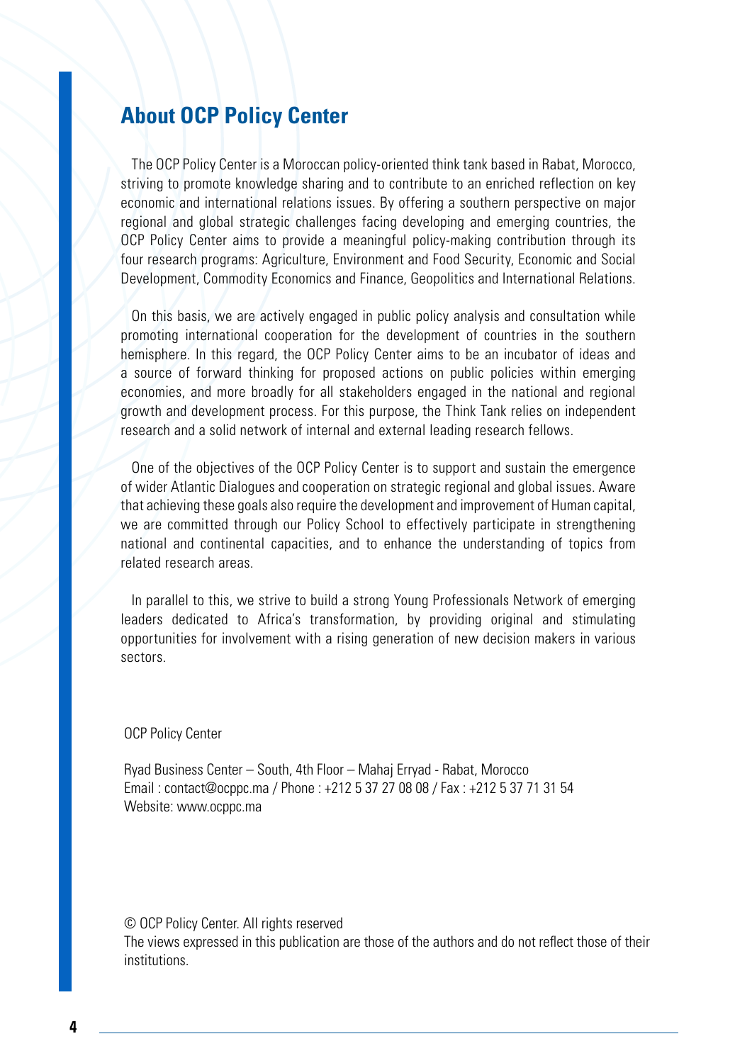## About OCP Policy Center

The OCP Policy Center is a Moroccan policy-oriented think tank based in Rabat, Morocco, striving to promote knowledge sharing and to contribute to an enriched reflection on key economic and international relations issues. By offering a southern perspective on major regional and global strategic challenges facing developing and emerging countries, the OCP Policy Center aims to provide a meaningful policy-making contribution through its four research programs: Agriculture, Environment and Food Security, Economic and Social Development, Commodity Economics and Finance, Geopolitics and International Relations.

On this basis, we are actively engaged in public policy analysis and consultation while promoting international cooperation for the development of countries in the southern hemisphere. In this regard, the OCP Policy Center aims to be an incubator of ideas and a source of forward thinking for proposed actions on public policies within emerging economies, and more broadly for all stakeholders engaged in the national and regional growth and development process. For this purpose, the Think Tank relies on independent research and a solid network of internal and external leading research fellows.

One of the objectives of the OCP Policy Center is to support and sustain the emergence of wider Atlantic Dialogues and cooperation on strategic regional and global issues. Aware that achieving these goals also require the development and improvement of Human capital, we are committed through our Policy School to effectively participate in strengthening national and continental capacities, and to enhance the understanding of topics from related research areas.

In parallel to this, we strive to build a strong Young Professionals Network of emerging leaders dedicated to Africa's transformation, by providing original and stimulating opportunities for involvement with a rising generation of new decision makers in various sectors.

OCP Policy Center

Ryad Business Center – South, 4th Floor – Mahaj Erryad - Rabat, Morocco
Email : contact@ocppc.ma / Phone : +212 5 37 27 08 08 / Fax : +212 5 37 71 31 54
Website: www.ocppc.ma

© OCP Policy Center. All rights reserved
The views expressed in this publication are those of the authors and do not reflect those of their institutions.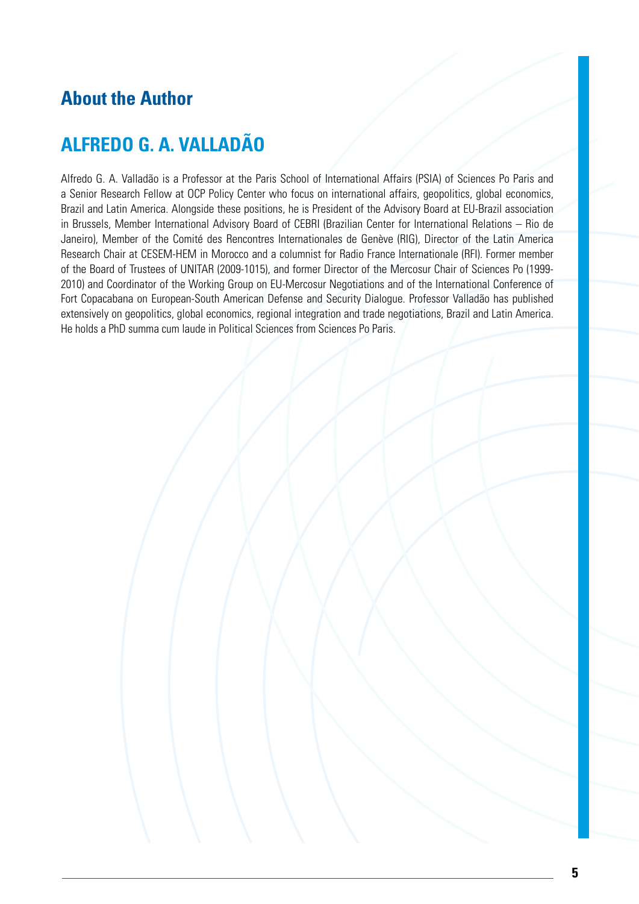## About the Author

## ALFREDO G. A. VALLADÃO

Alfredo G. A. Valladão is a Professor at the Paris School of International Affairs (PSIA) of Sciences Po Paris and a Senior Research Fellow at OCP Policy Center who focus on international affairs, geopolitics, global economics, Brazil and Latin America. Alongside these positions, he is President of the Advisory Board at EU-Brazil association in Brussels, Member International Advisory Board of CEBRI (Brazilian Center for International Relations – Rio de Janeiro), Member of the Comité des Rencontres Internationales de Genève (RIG), Director of the Latin America Research Chair at CESEM-HEM in Morocco and a columnist for Radio France Internationale (RFI). Former member of the Board of Trustees of UNITAR (2009-1015), and former Director of the Mercosur Chair of Sciences Po (1999-2010) and Coordinator of the Working Group on EU-Mercosur Negotiations and of the International Conference of Fort Copacabana on European-South American Defense and Security Dialogue. Professor Valladão has published extensively on geopolitics, global economics, regional integration and trade negotiations, Brazil and Latin America. He holds a PhD summa cum laude in Political Sciences from Sciences Po Paris.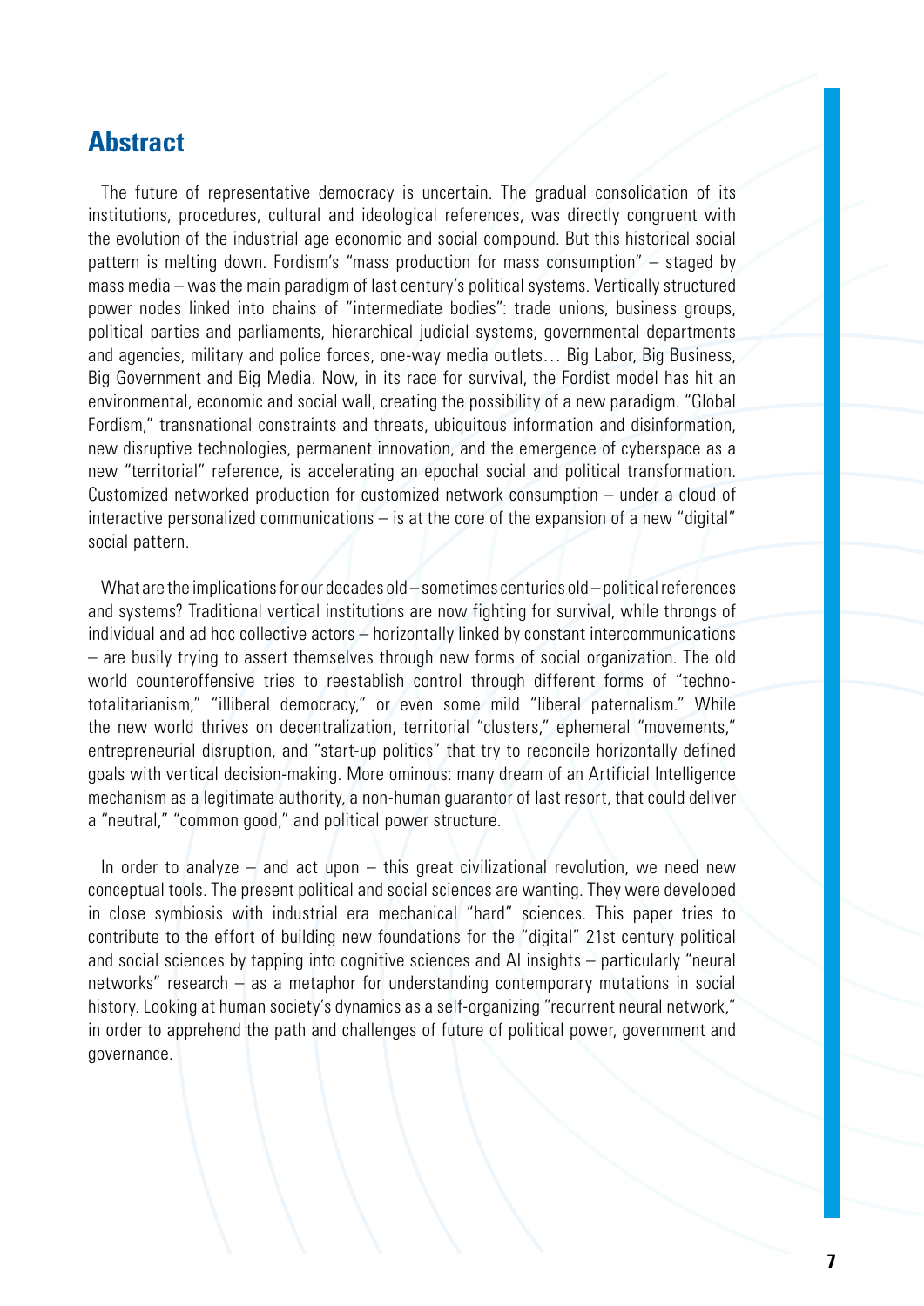## Abstract

The future of representative democracy is uncertain. The gradual consolidation of its institutions, procedures, cultural and ideological references, was directly congruent with the evolution of the industrial age economic and social compound. But this historical social pattern is melting down. Fordism's "mass production for mass consumption" – staged by mass media – was the main paradigm of last century's political systems. Vertically structured power nodes linked into chains of "intermediate bodies": trade unions, business groups, political parties and parliaments, hierarchical judicial systems, governmental departments and agencies, military and police forces, one-way media outlets… Big Labor, Big Business, Big Government and Big Media. Now, in its race for survival, the Fordist model has hit an environmental, economic and social wall, creating the possibility of a new paradigm. "Global Fordism," transnational constraints and threats, ubiquitous information and disinformation, new disruptive technologies, permanent innovation, and the emergence of cyberspace as a new "territorial" reference, is accelerating an epochal social and political transformation. Customized networked production for customized network consumption – under a cloud of interactive personalized communications – is at the core of the expansion of a new "digital" social pattern.

What are the implications for our decades old – sometimes centuries old – political references and systems? Traditional vertical institutions are now fighting for survival, while throngs of individual and ad hoc collective actors – horizontally linked by constant intercommunications – are busily trying to assert themselves through new forms of social organization. The old world counteroffensive tries to reestablish control through different forms of "techno-totalitarianism," "illiberal democracy," or even some mild "liberal paternalism." While the new world thrives on decentralization, territorial "clusters," ephemeral "movements," entrepreneurial disruption, and "start-up politics" that try to reconcile horizontally defined goals with vertical decision-making. More ominous: many dream of an Artificial Intelligence mechanism as a legitimate authority, a non-human guarantor of last resort, that could deliver a "neutral," "common good," and political power structure.

In order to analyze – and act upon – this great civilizational revolution, we need new conceptual tools. The present political and social sciences are wanting. They were developed in close symbiosis with industrial era mechanical "hard" sciences. This paper tries to contribute to the effort of building new foundations for the "digital" 21st century political and social sciences by tapping into cognitive sciences and AI insights – particularly "neural networks" research – as a metaphor for understanding contemporary mutations in social history. Looking at human society's dynamics as a self-organizing "recurrent neural network," in order to apprehend the path and challenges of future of political power, government and governance.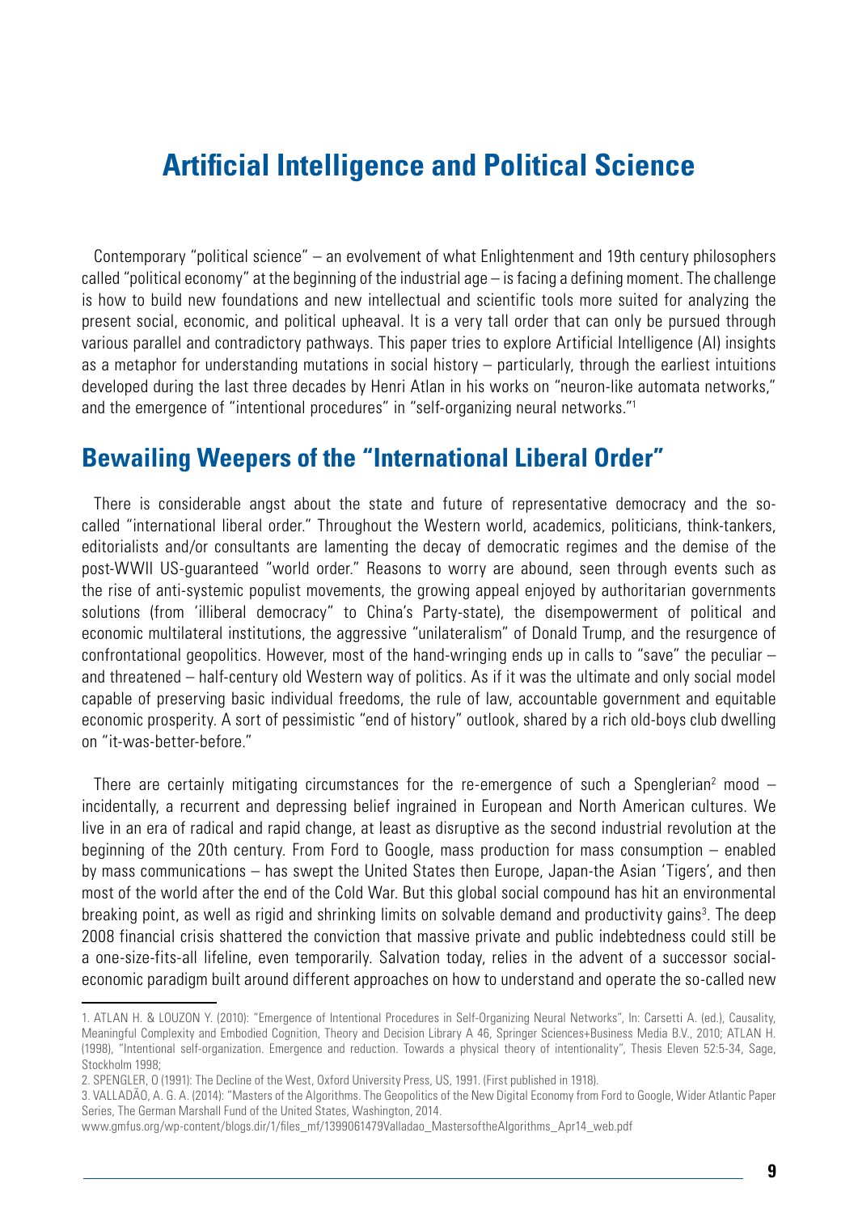# Artificial Intelligence and Political Science

Contemporary "political science" – an evolvement of what Enlightenment and 19th century philosophers called "political economy" at the beginning of the industrial age – is facing a defining moment. The challenge is how to build new foundations and new intellectual and scientific tools more suited for analyzing the present social, economic, and political upheaval. It is a very tall order that can only be pursued through various parallel and contradictory pathways. This paper tries to explore Artificial Intelligence (AI) insights as a metaphor for understanding mutations in social history – particularly, through the earliest intuitions developed during the last three decades by Henri Atlan in his works on "neuron-like automata networks," and the emergence of "intentional procedures" in "self-organizing neural networks."[1]

## Bewailing Weepers of the "International Liberal Order"

There is considerable angst about the state and future of representative democracy and the so-called "international liberal order." Throughout the Western world, academics, politicians, think-tankers, editorialists and/or consultants are lamenting the decay of democratic regimes and the demise of the post-WWII US-guaranteed "world order." Reasons to worry are abound, seen through events such as the rise of anti-systemic populist movements, the growing appeal enjoyed by authoritarian governments solutions (from 'illiberal democracy" to China's Party-state), the disempowerment of political and economic multilateral institutions, the aggressive "unilateralism" of Donald Trump, and the resurgence of confrontational geopolitics. However, most of the hand-wringing ends up in calls to "save" the peculiar – and threatened – half-century old Western way of politics. As if it was the ultimate and only social model capable of preserving basic individual freedoms, the rule of law, accountable government and equitable economic prosperity. A sort of pessimistic "end of history" outlook, shared by a rich old-boys club dwelling on "it-was-better-before."

There are certainly mitigating circumstances for the re-emergence of such a Spenglerian[2] mood – incidentally, a recurrent and depressing belief ingrained in European and North American cultures. We live in an era of radical and rapid change, at least as disruptive as the second industrial revolution at the beginning of the 20th century. From Ford to Google, mass production for mass consumption – enabled by mass communications – has swept the United States then Europe, Japan-the Asian 'Tigers', and then most of the world after the end of the Cold War. But this global social compound has hit an environmental breaking point, as well as rigid and shrinking limits on solvable demand and productivity gains[3]. The deep 2008 financial crisis shattered the conviction that massive private and public indebtedness could still be a one-size-fits-all lifeline, even temporarily. Salvation today, relies in the advent of a successor social-economic paradigm built around different approaches on how to understand and operate the so-called new

---

1. ATLAN H. & LOUZON Y. (2010): "Emergence of Intentional Procedures in Self-Organizing Neural Networks", In: Carsetti A. (ed.), Causality, Meaningful Complexity and Embodied Cognition, Theory and Decision Library A 46, Springer Sciences+Business Media B.V., 2010; ATLAN H. (1998), "Intentional self-organization. Emergence and reduction. Towards a physical theory of intentionality", Thesis Eleven 52:5-34, Sage, Stockholm 1998;

2. SPENGLER, O (1991): The Decline of the West, Oxford University Press, US, 1991. (First published in 1918).

3. VALLADÃO, A. G. A. (2014): "Masters of the Algorithms. The Geopolitics of the New Digital Economy from Ford to Google, Wider Atlantic Paper Series, The German Marshall Fund of the United States, Washington, 2014.

www.gmfus.org/wp-content/blogs.dir/1/files_mf/1399061479Valladao_MastersoftheAlgorithms_Apr14_web.pdf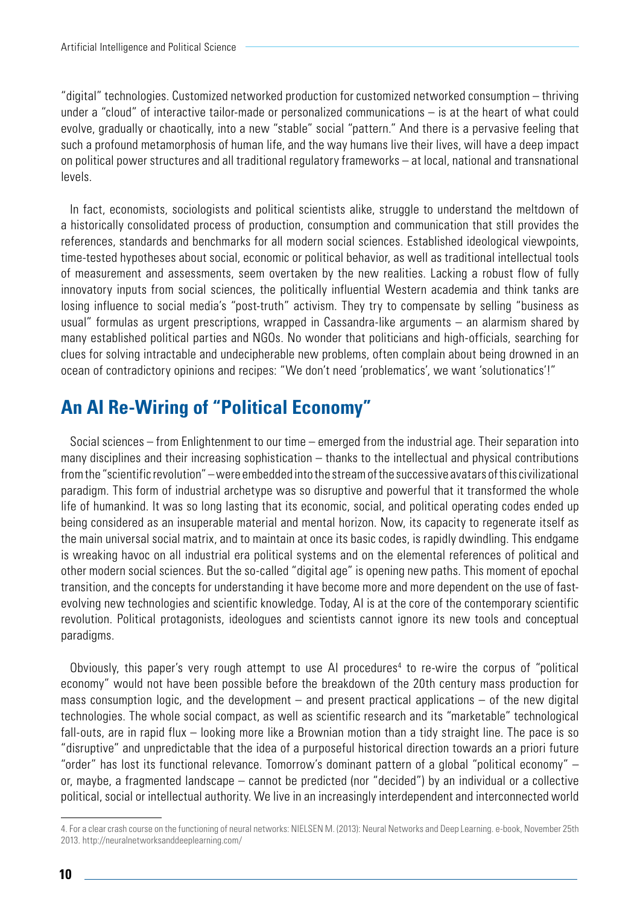"digital" technologies. Customized networked production for customized networked consumption – thriving under a "cloud" of interactive tailor-made or personalized communications – is at the heart of what could evolve, gradually or chaotically, into a new "stable" social "pattern." And there is a pervasive feeling that such a profound metamorphosis of human life, and the way humans live their lives, will have a deep impact on political power structures and all traditional regulatory frameworks – at local, national and transnational levels.

In fact, economists, sociologists and political scientists alike, struggle to understand the meltdown of a historically consolidated process of production, consumption and communication that still provides the references, standards and benchmarks for all modern social sciences. Established ideological viewpoints, time-tested hypotheses about social, economic or political behavior, as well as traditional intellectual tools of measurement and assessments, seem overtaken by the new realities. Lacking a robust flow of fully innovatory inputs from social sciences, the politically influential Western academia and think tanks are losing influence to social media's "post-truth" activism. They try to compensate by selling "business as usual" formulas as urgent prescriptions, wrapped in Cassandra-like arguments – an alarmism shared by many established political parties and NGOs. No wonder that politicians and high-officials, searching for clues for solving intractable and undecipherable new problems, often complain about being drowned in an ocean of contradictory opinions and recipes: "We don't need 'problematics', we want 'solutionatics'!"

## An AI Re-Wiring of "Political Economy"

Social sciences – from Enlightenment to our time – emerged from the industrial age. Their separation into many disciplines and their increasing sophistication – thanks to the intellectual and physical contributions from the "scientific revolution" – were embedded into the stream of the successive avatars of this civilizational paradigm. This form of industrial archetype was so disruptive and powerful that it transformed the whole life of humankind. It was so long lasting that its economic, social, and political operating codes ended up being considered as an insuperable material and mental horizon. Now, its capacity to regenerate itself as the main universal social matrix, and to maintain at once its basic codes, is rapidly dwindling. This endgame is wreaking havoc on all industrial era political systems and on the elemental references of political and other modern social sciences. But the so-called "digital age" is opening new paths. This moment of epochal transition, and the concepts for understanding it have become more and more dependent on the use of fast-evolving new technologies and scientific knowledge. Today, AI is at the core of the contemporary scientific revolution. Political protagonists, ideologues and scientists cannot ignore its new tools and conceptual paradigms.

Obviously, this paper's very rough attempt to use AI procedures[4] to re-wire the corpus of "political economy" would not have been possible before the breakdown of the 20th century mass production for mass consumption logic, and the development – and present practical applications – of the new digital technologies. The whole social compact, as well as scientific research and its "marketable" technological fall-outs, are in rapid flux – looking more like a Brownian motion than a tidy straight line. The pace is so "disruptive" and unpredictable that the idea of a purposeful historical direction towards an a priori future "order" has lost its functional relevance. Tomorrow's dominant pattern of a global "political economy" – or, maybe, a fragmented landscape – cannot be predicted (nor "decided") by an individual or a collective political, social or intellectual authority. We live in an increasingly interdependent and interconnected world

---

4. For a clear crash course on the functioning of neural networks: NIELSEN M. (2013): Neural Networks and Deep Learning. e-book, November 25th 2013. http://neuralnetworksanddeeplearning.com/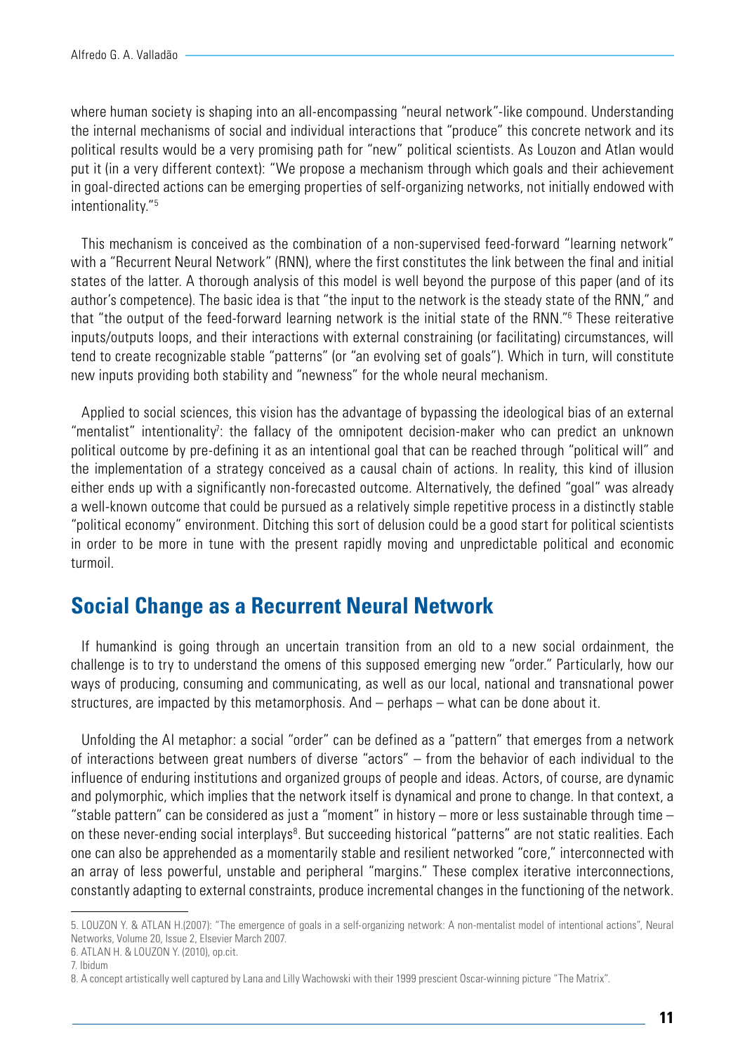where human society is shaping into an all-encompassing "neural network"-like compound. Understanding the internal mechanisms of social and individual interactions that "produce" this concrete network and its political results would be a very promising path for "new" political scientists. As Louzon and Atlan would put it (in a very different context): "We propose a mechanism through which goals and their achievement in goal-directed actions can be emerging properties of self-organizing networks, not initially endowed with intentionality."[5]

This mechanism is conceived as the combination of a non-supervised feed-forward "learning network" with a "Recurrent Neural Network" (RNN), where the first constitutes the link between the final and initial states of the latter. A thorough analysis of this model is well beyond the purpose of this paper (and of its author's competence). The basic idea is that "the input to the network is the steady state of the RNN," and that "the output of the feed-forward learning network is the initial state of the RNN."[6] These reiterative inputs/outputs loops, and their interactions with external constraining (or facilitating) circumstances, will tend to create recognizable stable "patterns" (or "an evolving set of goals"). Which in turn, will constitute new inputs providing both stability and "newness" for the whole neural mechanism.

Applied to social sciences, this vision has the advantage of bypassing the ideological bias of an external "mentalist" intentionality[7]: the fallacy of the omnipotent decision-maker who can predict an unknown political outcome by pre-defining it as an intentional goal that can be reached through "political will" and the implementation of a strategy conceived as a causal chain of actions. In reality, this kind of illusion either ends up with a significantly non-forecasted outcome. Alternatively, the defined "goal" was already a well-known outcome that could be pursued as a relatively simple repetitive process in a distinctly stable "political economy" environment. Ditching this sort of delusion could be a good start for political scientists in order to be more in tune with the present rapidly moving and unpredictable political and economic turmoil.

## Social Change as a Recurrent Neural Network

If humankind is going through an uncertain transition from an old to a new social ordainment, the challenge is to try to understand the omens of this supposed emerging new "order." Particularly, how our ways of producing, consuming and communicating, as well as our local, national and transnational power structures, are impacted by this metamorphosis. And – perhaps – what can be done about it.

Unfolding the AI metaphor: a social "order" can be defined as a "pattern" that emerges from a network of interactions between great numbers of diverse "actors" – from the behavior of each individual to the influence of enduring institutions and organized groups of people and ideas. Actors, of course, are dynamic and polymorphic, which implies that the network itself is dynamical and prone to change. In that context, a "stable pattern" can be considered as just a "moment" in history – more or less sustainable through time – on these never-ending social interplays[8]. But succeeding historical "patterns" are not static realities. Each one can also be apprehended as a momentarily stable and resilient networked "core," interconnected with an array of less powerful, unstable and peripheral "margins." These complex iterative interconnections, constantly adapting to external constraints, produce incremental changes in the functioning of the network.

---

5. LOUZON Y. & ATLAN H.(2007): "The emergence of goals in a self-organizing network: A non-mentalist model of intentional actions", Neural Networks, Volume 20, Issue 2, Elsevier March 2007.

6. ATLAN H. & LOUZON Y. (2010), op.cit.

7. Ibidum

8. A concept artistically well captured by Lana and Lilly Wachowski with their 1999 prescient Oscar-winning picture "The Matrix".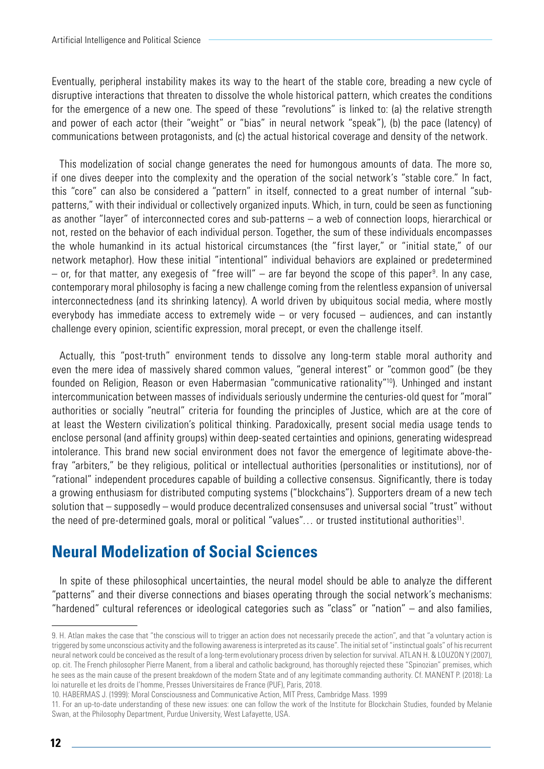Eventually, peripheral instability makes its way to the heart of the stable core, breading a new cycle of disruptive interactions that threaten to dissolve the whole historical pattern, which creates the conditions for the emergence of a new one. The speed of these "revolutions" is linked to: (a) the relative strength and power of each actor (their "weight" or "bias" in neural network "speak"), (b) the pace (latency) of communications between protagonists, and (c) the actual historical coverage and density of the network.

This modelization of social change generates the need for humongous amounts of data. The more so, if one dives deeper into the complexity and the operation of the social network's "stable core." In fact, this "core" can also be considered a "pattern" in itself, connected to a great number of internal "sub-patterns," with their individual or collectively organized inputs. Which, in turn, could be seen as functioning as another "layer" of interconnected cores and sub-patterns – a web of connection loops, hierarchical or not, rested on the behavior of each individual person. Together, the sum of these individuals encompasses the whole humankind in its actual historical circumstances (the "first layer," or "initial state," of our network metaphor). How these initial "intentional" individual behaviors are explained or predetermined – or, for that matter, any exegesis of "free will" – are far beyond the scope of this paper[9]. In any case, contemporary moral philosophy is facing a new challenge coming from the relentless expansion of universal interconnectedness (and its shrinking latency). A world driven by ubiquitous social media, where mostly everybody has immediate access to extremely wide – or very focused – audiences, and can instantly challenge every opinion, scientific expression, moral precept, or even the challenge itself.

Actually, this "post-truth" environment tends to dissolve any long-term stable moral authority and even the mere idea of massively shared common values, "general interest" or "common good" (be they founded on Religion, Reason or even Habermasian "communicative rationality"[10]). Unhinged and instant intercommunication between masses of individuals seriously undermine the centuries-old quest for "moral" authorities or socially "neutral" criteria for founding the principles of Justice, which are at the core of at least the Western civilization's political thinking. Paradoxically, present social media usage tends to enclose personal (and affinity groups) within deep-seated certainties and opinions, generating widespread intolerance. This brand new social environment does not favor the emergence of legitimate above-the-fray "arbiters," be they religious, political or intellectual authorities (personalities or institutions), nor of "rational" independent procedures capable of building a collective consensus. Significantly, there is today a growing enthusiasm for distributed computing systems ("blockchains"). Supporters dream of a new tech solution that – supposedly – would produce decentralized consensuses and universal social "trust" without the need of pre-determined goals, moral or political "values"… or trusted institutional authorities[11].

## Neural Modelization of Social Sciences

In spite of these philosophical uncertainties, the neural model should be able to analyze the different "patterns" and their diverse connections and biases operating through the social network's mechanisms: "hardened" cultural references or ideological categories such as "class" or "nation" – and also families,

---

9. H. Atlan makes the case that "the conscious will to trigger an action does not necessarily precede the action", and that "a voluntary action is triggered by some unconscious activity and the following awareness is interpreted as its cause". The initial set of "instinctual goals" of his recurrent neural network could be conceived as the result of a long-term evolutionary process driven by selection for survival. ATLAN H. & LOUZON Y (2007), op. cit. The French philosopher Pierre Manent, from a liberal and catholic background, has thoroughly rejected these "Spinozian" premises, which he sees as the main cause of the present breakdown of the modern State and of any legitimate commanding authority. Cf. MANENT P. (2018): La loi naturelle et les droits de l'homme, Presses Universitaires de France (PUF), Paris, 2018.

10. HABERMAS J. (1999): Moral Consciousness and Communicative Action, MIT Press, Cambridge Mass. 1999

11. For an up-to-date understanding of these new issues: one can follow the work of the Institute for Blockchain Studies, founded by Melanie Swan, at the Philosophy Department, Purdue University, West Lafayette, USA.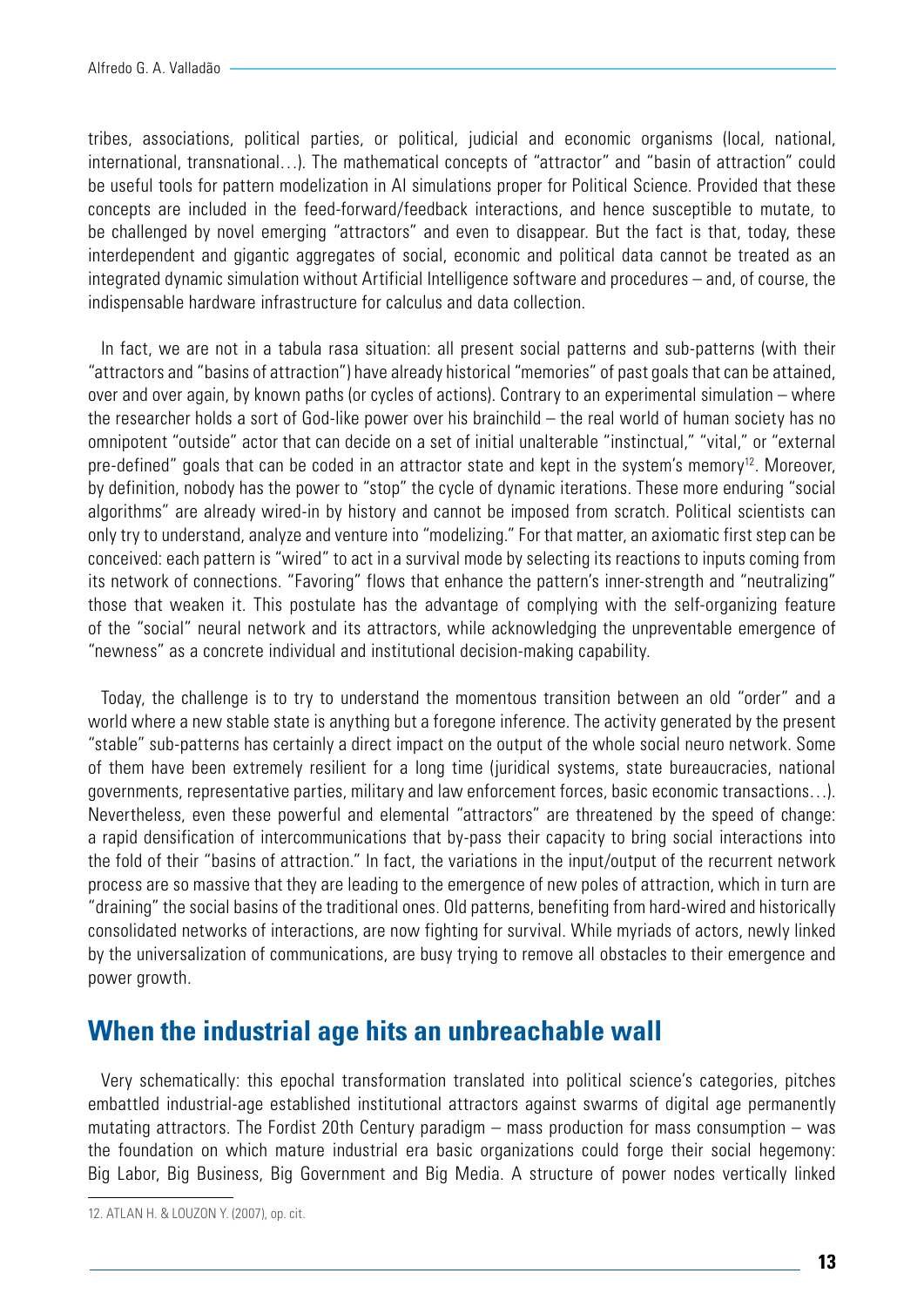tribes, associations, political parties, or political, judicial and economic organisms (local, national, international, transnational…). The mathematical concepts of "attractor" and "basin of attraction" could be useful tools for pattern modelization in AI simulations proper for Political Science. Provided that these concepts are included in the feed-forward/feedback interactions, and hence susceptible to mutate, to be challenged by novel emerging "attractors" and even to disappear. But the fact is that, today, these interdependent and gigantic aggregates of social, economic and political data cannot be treated as an integrated dynamic simulation without Artificial Intelligence software and procedures – and, of course, the indispensable hardware infrastructure for calculus and data collection.

In fact, we are not in a tabula rasa situation: all present social patterns and sub-patterns (with their "attractors and "basins of attraction") have already historical "memories" of past goals that can be attained, over and over again, by known paths (or cycles of actions). Contrary to an experimental simulation – where the researcher holds a sort of God-like power over his brainchild – the real world of human society has no omnipotent "outside" actor that can decide on a set of initial unalterable "instinctual," "vital," or "external pre-defined" goals that can be coded in an attractor state and kept in the system's memory[12]. Moreover, by definition, nobody has the power to "stop" the cycle of dynamic iterations. These more enduring "social algorithms" are already wired-in by history and cannot be imposed from scratch. Political scientists can only try to understand, analyze and venture into "modelizing." For that matter, an axiomatic first step can be conceived: each pattern is "wired" to act in a survival mode by selecting its reactions to inputs coming from its network of connections. "Favoring" flows that enhance the pattern's inner-strength and "neutralizing" those that weaken it. This postulate has the advantage of complying with the self-organizing feature of the "social" neural network and its attractors, while acknowledging the unpreventable emergence of "newness" as a concrete individual and institutional decision-making capability.

Today, the challenge is to try to understand the momentous transition between an old "order" and a world where a new stable state is anything but a foregone inference. The activity generated by the present "stable" sub-patterns has certainly a direct impact on the output of the whole social neuro network. Some of them have been extremely resilient for a long time (juridical systems, state bureaucracies, national governments, representative parties, military and law enforcement forces, basic economic transactions…). Nevertheless, even these powerful and elemental "attractors" are threatened by the speed of change: a rapid densification of intercommunications that by-pass their capacity to bring social interactions into the fold of their "basins of attraction." In fact, the variations in the input/output of the recurrent network process are so massive that they are leading to the emergence of new poles of attraction, which in turn are "draining" the social basins of the traditional ones. Old patterns, benefiting from hard-wired and historically consolidated networks of interactions, are now fighting for survival. While myriads of actors, newly linked by the universalization of communications, are busy trying to remove all obstacles to their emergence and power growth.

## When the industrial age hits an unbreachable wall

Very schematically: this epochal transformation translated into political science's categories, pitches embattled industrial-age established institutional attractors against swarms of digital age permanently mutating attractors. The Fordist 20th Century paradigm – mass production for mass consumption – was the foundation on which mature industrial era basic organizations could forge their social hegemony: Big Labor, Big Business, Big Government and Big Media. A structure of power nodes vertically linked

12. ATLAN H. & LOUZON Y. (2007), op. cit.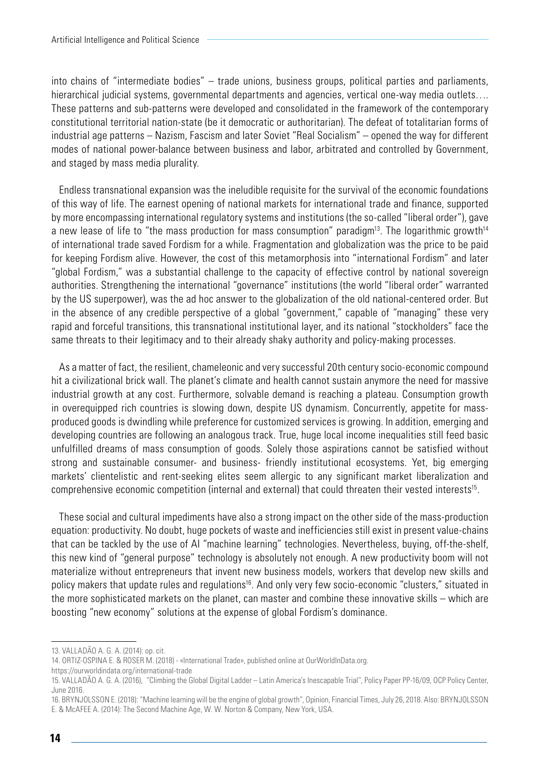into chains of "intermediate bodies" – trade unions, business groups, political parties and parliaments, hierarchical judicial systems, governmental departments and agencies, vertical one-way media outlets…. These patterns and sub-patterns were developed and consolidated in the framework of the contemporary constitutional territorial nation-state (be it democratic or authoritarian). The defeat of totalitarian forms of industrial age patterns – Nazism, Fascism and later Soviet "Real Socialism" – opened the way for different modes of national power-balance between business and labor, arbitrated and controlled by Government, and staged by mass media plurality.

Endless transnational expansion was the ineludible requisite for the survival of the economic foundations of this way of life. The earnest opening of national markets for international trade and finance, supported by more encompassing international regulatory systems and institutions (the so-called "liberal order"), gave a new lease of life to "the mass production for mass consumption" paradigm[13]. The logarithmic growth[14] of international trade saved Fordism for a while. Fragmentation and globalization was the price to be paid for keeping Fordism alive. However, the cost of this metamorphosis into "international Fordism" and later "global Fordism," was a substantial challenge to the capacity of effective control by national sovereign authorities. Strengthening the international "governance" institutions (the world "liberal order" warranted by the US superpower), was the ad hoc answer to the globalization of the old national-centered order. But in the absence of any credible perspective of a global "government," capable of "managing" these very rapid and forceful transitions, this transnational institutional layer, and its national "stockholders" face the same threats to their legitimacy and to their already shaky authority and policy-making processes.

As a matter of fact, the resilient, chameleonic and very successful 20th century socio-economic compound hit a civilizational brick wall. The planet's climate and health cannot sustain anymore the need for massive industrial growth at any cost. Furthermore, solvable demand is reaching a plateau. Consumption growth in overequipped rich countries is slowing down, despite US dynamism. Concurrently, appetite for mass-produced goods is dwindling while preference for customized services is growing. In addition, emerging and developing countries are following an analogous track. True, huge local income inequalities still feed basic unfulfilled dreams of mass consumption of goods. Solely those aspirations cannot be satisfied without strong and sustainable consumer- and business- friendly institutional ecosystems. Yet, big emerging markets' clientelistic and rent-seeking elites seem allergic to any significant market liberalization and comprehensive economic competition (internal and external) that could threaten their vested interests[15].

These social and cultural impediments have also a strong impact on the other side of the mass-production equation: productivity. No doubt, huge pockets of waste and inefficiencies still exist in present value-chains that can be tackled by the use of AI "machine learning" technologies. Nevertheless, buying, off-the-shelf, this new kind of "general purpose" technology is absolutely not enough. A new productivity boom will not materialize without entrepreneurs that invent new business models, workers that develop new skills and policy makers that update rules and regulations[16]. And only very few socio-economic "clusters," situated in the more sophisticated markets on the planet, can master and combine these innovative skills – which are boosting "new economy" solutions at the expense of global Fordism's dominance.

---

13. VALLADÃO A. G. A. (2014): op. cit.

14. ORTIZ-OSPINA E. & ROSER M. (2018) - «International Trade», published online at OurWorldInData.org. https://ourworldindata.org/international-trade

15. VALLADÃO A. G. A. (2016), "Climbing the Global Digital Ladder – Latin America's Inescapable Trial", Policy Paper PP-16/09, OCP Policy Center, June 2016.

16. BRYNJOLSSON E. (2018): "Machine learning will be the engine of global growth", Opinion, Financial Times, July 26, 2018. Also: BRYNJOLSSON E. & McAFEE A. (2014): The Second Machine Age, W. W. Norton & Company, New York, USA.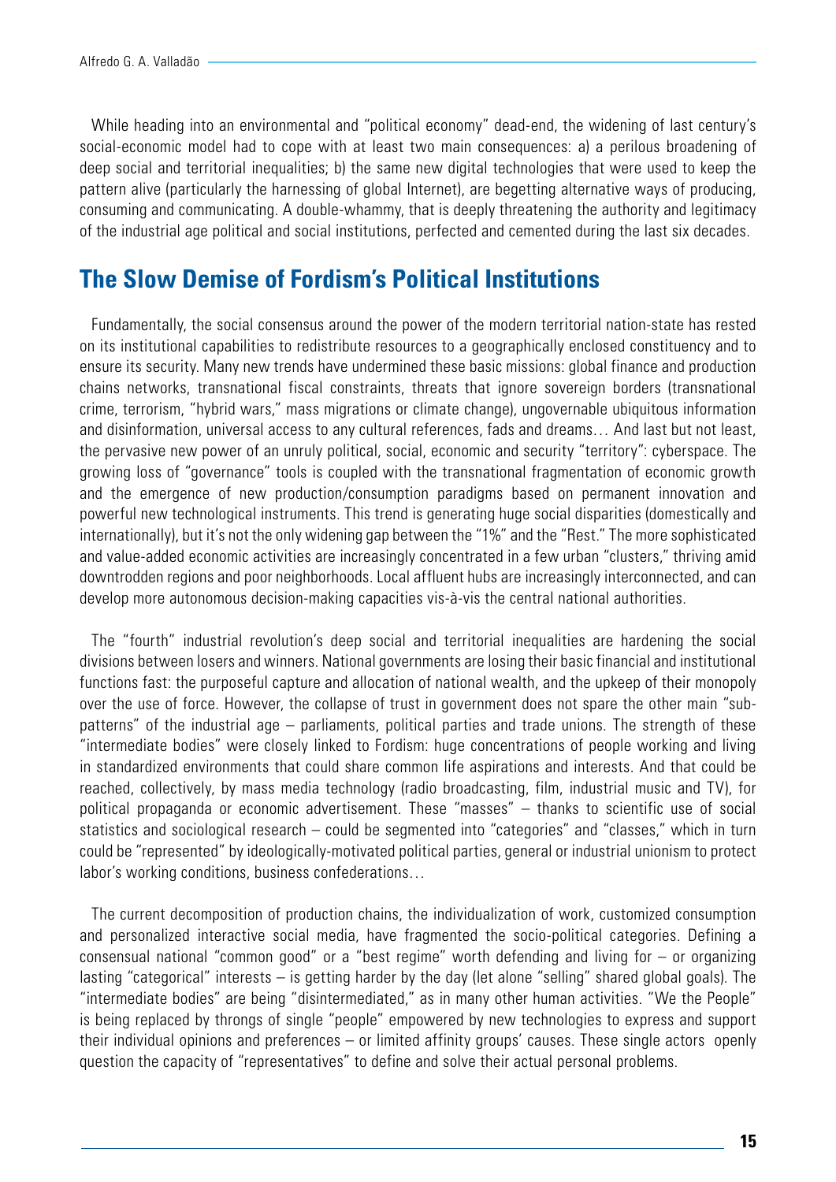While heading into an environmental and "political economy" dead-end, the widening of last century's social-economic model had to cope with at least two main consequences: a) a perilous broadening of deep social and territorial inequalities; b) the same new digital technologies that were used to keep the pattern alive (particularly the harnessing of global Internet), are begetting alternative ways of producing, consuming and communicating. A double-whammy, that is deeply threatening the authority and legitimacy of the industrial age political and social institutions, perfected and cemented during the last six decades.

## The Slow Demise of Fordism's Political Institutions

Fundamentally, the social consensus around the power of the modern territorial nation-state has rested on its institutional capabilities to redistribute resources to a geographically enclosed constituency and to ensure its security. Many new trends have undermined these basic missions: global finance and production chains networks, transnational fiscal constraints, threats that ignore sovereign borders (transnational crime, terrorism, "hybrid wars," mass migrations or climate change), ungovernable ubiquitous information and disinformation, universal access to any cultural references, fads and dreams… And last but not least, the pervasive new power of an unruly political, social, economic and security "territory": cyberspace. The growing loss of "governance" tools is coupled with the transnational fragmentation of economic growth and the emergence of new production/consumption paradigms based on permanent innovation and powerful new technological instruments. This trend is generating huge social disparities (domestically and internationally), but it's not the only widening gap between the "1%" and the "Rest." The more sophisticated and value-added economic activities are increasingly concentrated in a few urban "clusters," thriving amid downtrodden regions and poor neighborhoods. Local affluent hubs are increasingly interconnected, and can develop more autonomous decision-making capacities vis-à-vis the central national authorities.

The "fourth" industrial revolution's deep social and territorial inequalities are hardening the social divisions between losers and winners. National governments are losing their basic financial and institutional functions fast: the purposeful capture and allocation of national wealth, and the upkeep of their monopoly over the use of force. However, the collapse of trust in government does not spare the other main "sub-patterns" of the industrial age – parliaments, political parties and trade unions. The strength of these "intermediate bodies" were closely linked to Fordism: huge concentrations of people working and living in standardized environments that could share common life aspirations and interests. And that could be reached, collectively, by mass media technology (radio broadcasting, film, industrial music and TV), for political propaganda or economic advertisement. These "masses" – thanks to scientific use of social statistics and sociological research – could be segmented into "categories" and "classes," which in turn could be "represented" by ideologically-motivated political parties, general or industrial unionism to protect labor's working conditions, business confederations…

The current decomposition of production chains, the individualization of work, customized consumption and personalized interactive social media, have fragmented the socio-political categories. Defining a consensual national "common good" or a "best regime" worth defending and living for – or organizing lasting "categorical" interests – is getting harder by the day (let alone "selling" shared global goals). The "intermediate bodies" are being "disintermediated," as in many other human activities. "We the People" is being replaced by throngs of single "people" empowered by new technologies to express and support their individual opinions and preferences – or limited affinity groups' causes. These single actors openly question the capacity of "representatives" to define and solve their actual personal problems.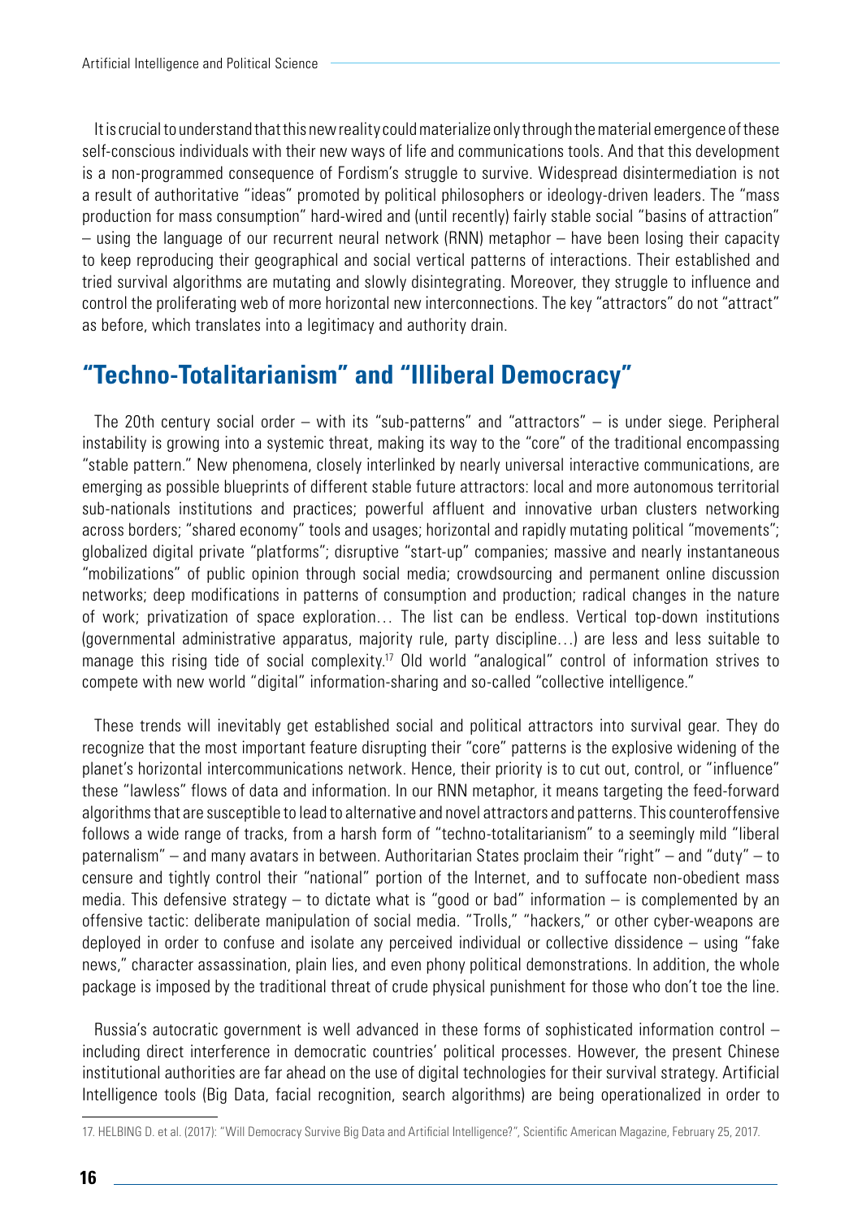It is crucial to understand that this new reality could materialize only through the material emergence of these self-conscious individuals with their new ways of life and communications tools. And that this development is a non-programmed consequence of Fordism's struggle to survive. Widespread disintermediation is not a result of authoritative "ideas" promoted by political philosophers or ideology-driven leaders. The "mass production for mass consumption" hard-wired and (until recently) fairly stable social "basins of attraction" – using the language of our recurrent neural network (RNN) metaphor – have been losing their capacity to keep reproducing their geographical and social vertical patterns of interactions. Their established and tried survival algorithms are mutating and slowly disintegrating. Moreover, they struggle to influence and control the proliferating web of more horizontal new interconnections. The key "attractors" do not "attract" as before, which translates into a legitimacy and authority drain.

## "Techno-Totalitarianism" and "Illiberal Democracy"

The 20th century social order – with its "sub-patterns" and "attractors" – is under siege. Peripheral instability is growing into a systemic threat, making its way to the "core" of the traditional encompassing "stable pattern." New phenomena, closely interlinked by nearly universal interactive communications, are emerging as possible blueprints of different stable future attractors: local and more autonomous territorial sub-nationals institutions and practices; powerful affluent and innovative urban clusters networking across borders; "shared economy" tools and usages; horizontal and rapidly mutating political "movements"; globalized digital private "platforms"; disruptive "start-up" companies; massive and nearly instantaneous "mobilizations" of public opinion through social media; crowdsourcing and permanent online discussion networks; deep modifications in patterns of consumption and production; radical changes in the nature of work; privatization of space exploration… The list can be endless. Vertical top-down institutions (governmental administrative apparatus, majority rule, party discipline…) are less and less suitable to manage this rising tide of social complexity.[17] Old world "analogical" control of information strives to compete with new world "digital" information-sharing and so-called "collective intelligence."

These trends will inevitably get established social and political attractors into survival gear. They do recognize that the most important feature disrupting their "core" patterns is the explosive widening of the planet's horizontal intercommunications network. Hence, their priority is to cut out, control, or "influence" these "lawless" flows of data and information. In our RNN metaphor, it means targeting the feed-forward algorithms that are susceptible to lead to alternative and novel attractors and patterns. This counteroffensive follows a wide range of tracks, from a harsh form of "techno-totalitarianism" to a seemingly mild "liberal paternalism" – and many avatars in between. Authoritarian States proclaim their "right" – and "duty" – to censure and tightly control their "national" portion of the Internet, and to suffocate non-obedient mass media. This defensive strategy – to dictate what is "good or bad" information – is complemented by an offensive tactic: deliberate manipulation of social media. "Trolls," "hackers," or other cyber-weapons are deployed in order to confuse and isolate any perceived individual or collective dissidence – using "fake news," character assassination, plain lies, and even phony political demonstrations. In addition, the whole package is imposed by the traditional threat of crude physical punishment for those who don't toe the line.

Russia's autocratic government is well advanced in these forms of sophisticated information control – including direct interference in democratic countries' political processes. However, the present Chinese institutional authorities are far ahead on the use of digital technologies for their survival strategy. Artificial Intelligence tools (Big Data, facial recognition, search algorithms) are being operationalized in order to

17. HELBING D. et al. (2017): "Will Democracy Survive Big Data and Artificial Intelligence?", Scientific American Magazine, February 25, 2017.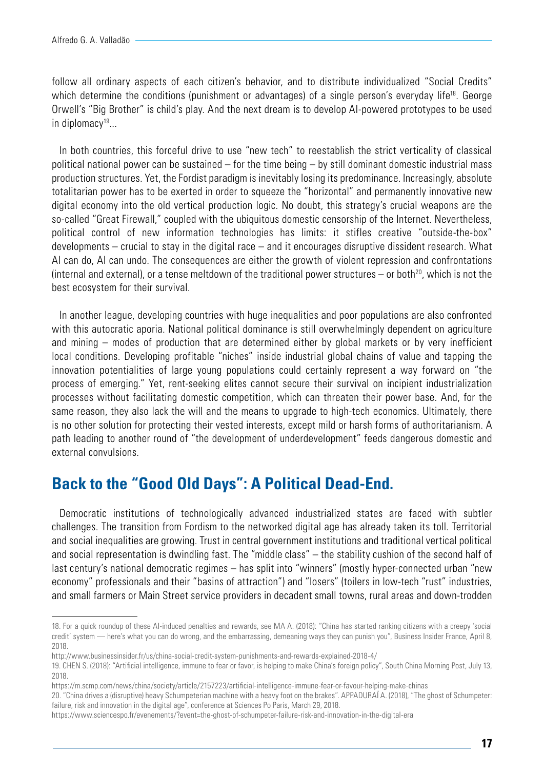follow all ordinary aspects of each citizen's behavior, and to distribute individualized "Social Credits" which determine the conditions (punishment or advantages) of a single person's everyday life[18]. George Orwell's "Big Brother" is child's play. And the next dream is to develop AI-powered prototypes to be used in diplomacy[19]...

In both countries, this forceful drive to use "new tech" to reestablish the strict verticality of classical political national power can be sustained – for the time being – by still dominant domestic industrial mass production structures. Yet, the Fordist paradigm is inevitably losing its predominance. Increasingly, absolute totalitarian power has to be exerted in order to squeeze the "horizontal" and permanently innovative new digital economy into the old vertical production logic. No doubt, this strategy's crucial weapons are the so-called "Great Firewall," coupled with the ubiquitous domestic censorship of the Internet. Nevertheless, political control of new information technologies has limits: it stifles creative "outside-the-box" developments – crucial to stay in the digital race – and it encourages disruptive dissident research. What AI can do, AI can undo. The consequences are either the growth of violent repression and confrontations (internal and external), or a tense meltdown of the traditional power structures – or both[20], which is not the best ecosystem for their survival.

In another league, developing countries with huge inequalities and poor populations are also confronted with this autocratic aporia. National political dominance is still overwhelmingly dependent on agriculture and mining – modes of production that are determined either by global markets or by very inefficient local conditions. Developing profitable "niches" inside industrial global chains of value and tapping the innovation potentialities of large young populations could certainly represent a way forward on "the process of emerging." Yet, rent-seeking elites cannot secure their survival on incipient industrialization processes without facilitating domestic competition, which can threaten their power base. And, for the same reason, they also lack the will and the means to upgrade to high-tech economics. Ultimately, there is no other solution for protecting their vested interests, except mild or harsh forms of authoritarianism. A path leading to another round of "the development of underdevelopment" feeds dangerous domestic and external convulsions.

## Back to the "Good Old Days": A Political Dead-End.

Democratic institutions of technologically advanced industrialized states are faced with subtler challenges. The transition from Fordism to the networked digital age has already taken its toll. Territorial and social inequalities are growing. Trust in central government institutions and traditional vertical political and social representation is dwindling fast. The "middle class" – the stability cushion of the second half of last century's national democratic regimes – has split into "winners" (mostly hyper-connected urban "new economy" professionals and their "basins of attraction") and "losers" (toilers in low-tech "rust" industries, and small farmers or Main Street service providers in decadent small towns, rural areas and down-trodden

---

18. For a quick roundup of these AI-induced penalties and rewards, see MA A. (2018): "China has started ranking citizens with a creepy 'social credit' system — here's what you can do wrong, and the embarrassing, demeaning ways they can punish you", Business Insider France, April 8, 2018.
http://www.businessinsider.fr/us/china-social-credit-system-punishments-and-rewards-explained-2018-4/

19. CHEN S. (2018): "Artificial intelligence, immune to fear or favor, is helping to make China's foreign policy", South China Morning Post, July 13, 2018.
https://m.scmp.com/news/china/society/article/2157223/artificial-intelligence-immune-fear-or-favour-helping-make-chinas

20. "China drives a (disruptive) heavy Schumpeterian machine with a heavy foot on the brakes". APPADURAÏ A. (2018), "The ghost of Schumpeter: failure, risk and innovation in the digital age", conference at Sciences Po Paris, March 29, 2018.
https://www.sciencespo.fr/evenements/?event=the-ghost-of-schumpeter-failure-risk-and-innovation-in-the-digital-era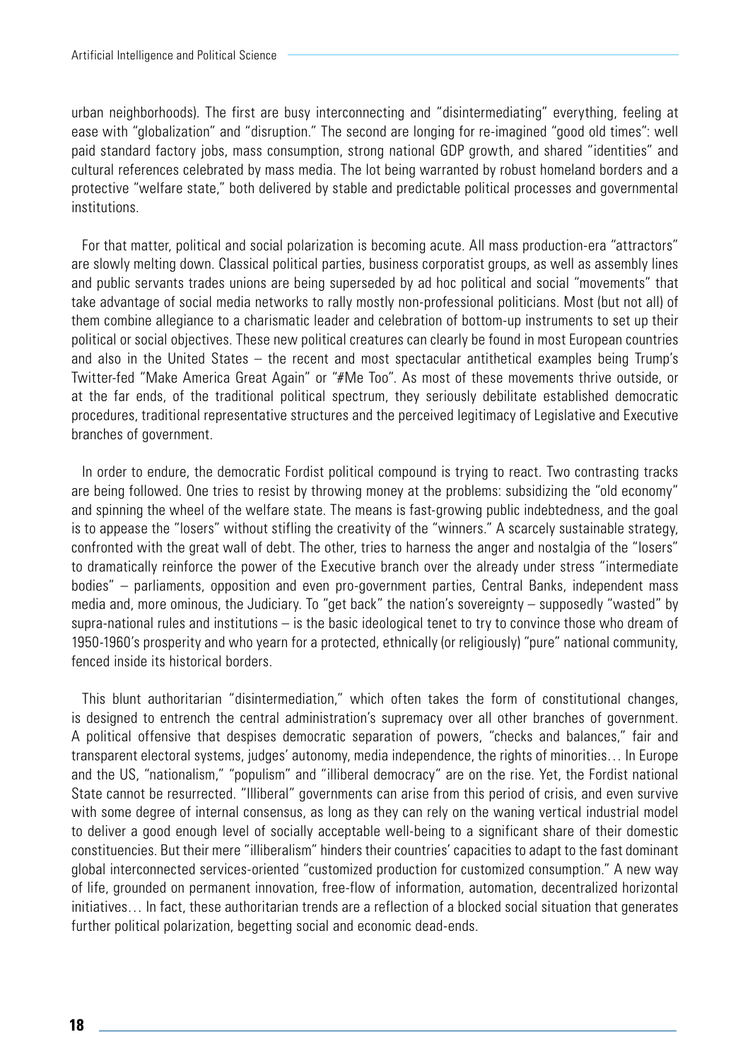urban neighborhoods). The first are busy interconnecting and "disintermediating" everything, feeling at ease with "globalization" and "disruption." The second are longing for re-imagined "good old times": well paid standard factory jobs, mass consumption, strong national GDP growth, and shared "identities" and cultural references celebrated by mass media. The lot being warranted by robust homeland borders and a protective "welfare state," both delivered by stable and predictable political processes and governmental institutions.

For that matter, political and social polarization is becoming acute. All mass production-era "attractors" are slowly melting down. Classical political parties, business corporatist groups, as well as assembly lines and public servants trades unions are being superseded by ad hoc political and social "movements" that take advantage of social media networks to rally mostly non-professional politicians. Most (but not all) of them combine allegiance to a charismatic leader and celebration of bottom-up instruments to set up their political or social objectives. These new political creatures can clearly be found in most European countries and also in the United States – the recent and most spectacular antithetical examples being Trump's Twitter-fed "Make America Great Again" or "#Me Too". As most of these movements thrive outside, or at the far ends, of the traditional political spectrum, they seriously debilitate established democratic procedures, traditional representative structures and the perceived legitimacy of Legislative and Executive branches of government.

In order to endure, the democratic Fordist political compound is trying to react. Two contrasting tracks are being followed. One tries to resist by throwing money at the problems: subsidizing the "old economy" and spinning the wheel of the welfare state. The means is fast-growing public indebtedness, and the goal is to appease the "losers" without stifling the creativity of the "winners." A scarcely sustainable strategy, confronted with the great wall of debt. The other, tries to harness the anger and nostalgia of the "losers" to dramatically reinforce the power of the Executive branch over the already under stress "intermediate bodies" – parliaments, opposition and even pro-government parties, Central Banks, independent mass media and, more ominous, the Judiciary. To "get back" the nation's sovereignty – supposedly "wasted" by supra-national rules and institutions – is the basic ideological tenet to try to convince those who dream of 1950-1960's prosperity and who yearn for a protected, ethnically (or religiously) "pure" national community, fenced inside its historical borders.

This blunt authoritarian "disintermediation," which often takes the form of constitutional changes, is designed to entrench the central administration's supremacy over all other branches of government. A political offensive that despises democratic separation of powers, "checks and balances," fair and transparent electoral systems, judges' autonomy, media independence, the rights of minorities… In Europe and the US, "nationalism," "populism" and "illiberal democracy" are on the rise. Yet, the Fordist national State cannot be resurrected. "Illiberal" governments can arise from this period of crisis, and even survive with some degree of internal consensus, as long as they can rely on the waning vertical industrial model to deliver a good enough level of socially acceptable well-being to a significant share of their domestic constituencies. But their mere "illiberalism" hinders their countries' capacities to adapt to the fast dominant global interconnected services-oriented "customized production for customized consumption." A new way of life, grounded on permanent innovation, free-flow of information, automation, decentralized horizontal initiatives… In fact, these authoritarian trends are a reflection of a blocked social situation that generates further political polarization, begetting social and economic dead-ends.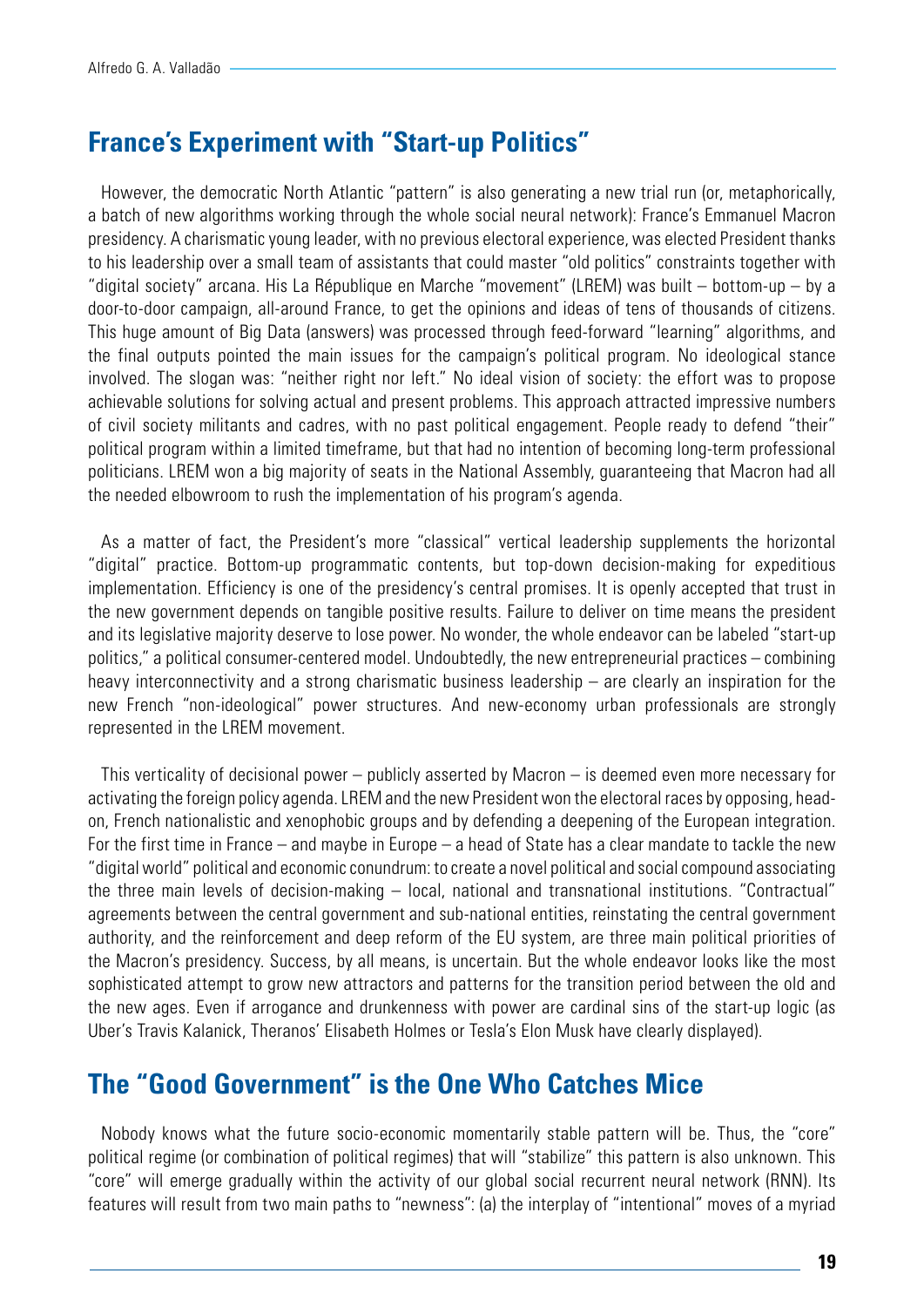## France's Experiment with "Start-up Politics"

However, the democratic North Atlantic "pattern" is also generating a new trial run (or, metaphorically, a batch of new algorithms working through the whole social neural network): France's Emmanuel Macron presidency. A charismatic young leader, with no previous electoral experience, was elected President thanks to his leadership over a small team of assistants that could master "old politics" constraints together with "digital society" arcana. His La République en Marche "movement" (LREM) was built – bottom-up – by a door-to-door campaign, all-around France, to get the opinions and ideas of tens of thousands of citizens. This huge amount of Big Data (answers) was processed through feed-forward "learning" algorithms, and the final outputs pointed the main issues for the campaign's political program. No ideological stance involved. The slogan was: "neither right nor left." No ideal vision of society: the effort was to propose achievable solutions for solving actual and present problems. This approach attracted impressive numbers of civil society militants and cadres, with no past political engagement. People ready to defend "their" political program within a limited timeframe, but that had no intention of becoming long-term professional politicians. LREM won a big majority of seats in the National Assembly, guaranteeing that Macron had all the needed elbowroom to rush the implementation of his program's agenda.

As a matter of fact, the President's more "classical" vertical leadership supplements the horizontal "digital" practice. Bottom-up programmatic contents, but top-down decision-making for expeditious implementation. Efficiency is one of the presidency's central promises. It is openly accepted that trust in the new government depends on tangible positive results. Failure to deliver on time means the president and its legislative majority deserve to lose power. No wonder, the whole endeavor can be labeled "start-up politics," a political consumer-centered model. Undoubtedly, the new entrepreneurial practices – combining heavy interconnectivity and a strong charismatic business leadership – are clearly an inspiration for the new French "non-ideological" power structures. And new-economy urban professionals are strongly represented in the LREM movement.

This verticality of decisional power – publicly asserted by Macron – is deemed even more necessary for activating the foreign policy agenda. LREM and the new President won the electoral races by opposing, head-on, French nationalistic and xenophobic groups and by defending a deepening of the European integration. For the first time in France – and maybe in Europe – a head of State has a clear mandate to tackle the new "digital world" political and economic conundrum: to create a novel political and social compound associating the three main levels of decision-making – local, national and transnational institutions. "Contractual" agreements between the central government and sub-national entities, reinstating the central government authority, and the reinforcement and deep reform of the EU system, are three main political priorities of the Macron's presidency. Success, by all means, is uncertain. But the whole endeavor looks like the most sophisticated attempt to grow new attractors and patterns for the transition period between the old and the new ages. Even if arrogance and drunkenness with power are cardinal sins of the start-up logic (as Uber's Travis Kalanick, Theranos' Elisabeth Holmes or Tesla's Elon Musk have clearly displayed).

## The "Good Government" is the One Who Catches Mice

Nobody knows what the future socio-economic momentarily stable pattern will be. Thus, the "core" political regime (or combination of political regimes) that will "stabilize" this pattern is also unknown. This "core" will emerge gradually within the activity of our global social recurrent neural network (RNN). Its features will result from two main paths to "newness": (a) the interplay of "intentional" moves of a myriad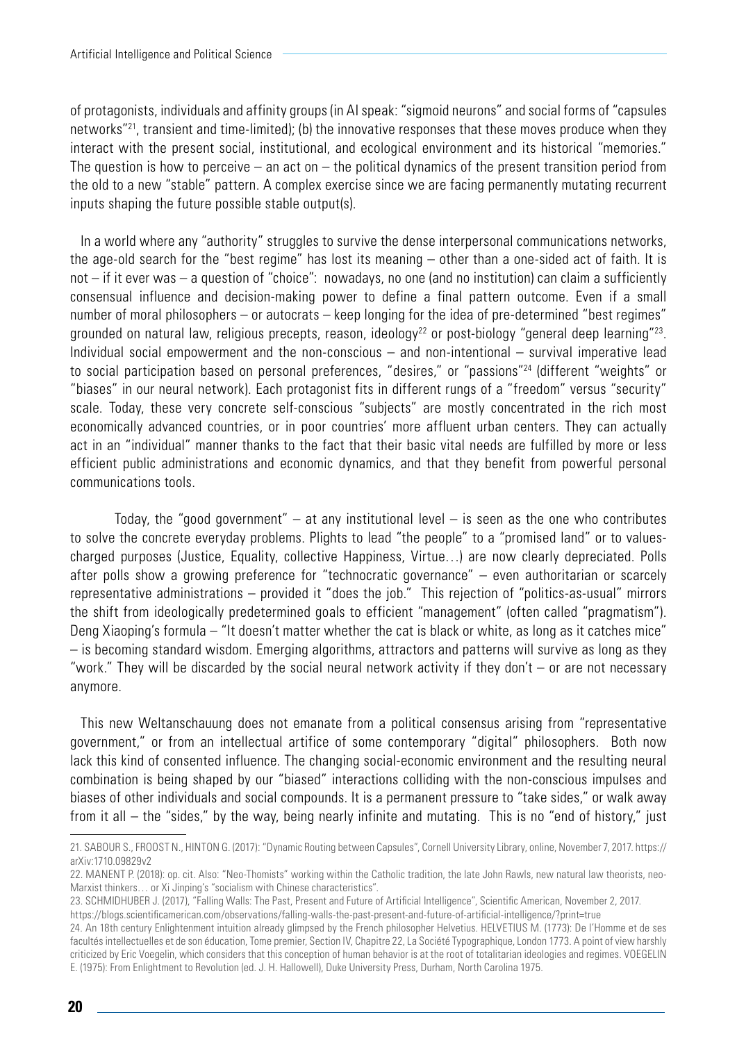of protagonists, individuals and affinity groups (in AI speak: "sigmoid neurons" and social forms of "capsules networks"[21], transient and time-limited); (b) the innovative responses that these moves produce when they interact with the present social, institutional, and ecological environment and its historical "memories." The question is how to perceive – an act on – the political dynamics of the present transition period from the old to a new "stable" pattern. A complex exercise since we are facing permanently mutating recurrent inputs shaping the future possible stable output(s).

In a world where any "authority" struggles to survive the dense interpersonal communications networks, the age-old search for the "best regime" has lost its meaning – other than a one-sided act of faith. It is not – if it ever was – a question of "choice": nowadays, no one (and no institution) can claim a sufficiently consensual influence and decision-making power to define a final pattern outcome. Even if a small number of moral philosophers – or autocrats – keep longing for the idea of pre-determined "best regimes" grounded on natural law, religious precepts, reason, ideology[22] or post-biology "general deep learning"[23]. Individual social empowerment and the non-conscious – and non-intentional – survival imperative lead to social participation based on personal preferences, "desires," or "passions"[24] (different "weights" or "biases" in our neural network). Each protagonist fits in different rungs of a "freedom" versus "security" scale. Today, these very concrete self-conscious "subjects" are mostly concentrated in the rich most economically advanced countries, or in poor countries' more affluent urban centers. They can actually act in an "individual" manner thanks to the fact that their basic vital needs are fulfilled by more or less efficient public administrations and economic dynamics, and that they benefit from powerful personal communications tools.

Today, the "good government" – at any institutional level – is seen as the one who contributes to solve the concrete everyday problems. Plights to lead "the people" to a "promised land" or to values-charged purposes (Justice, Equality, collective Happiness, Virtue…) are now clearly depreciated. Polls after polls show a growing preference for "technocratic governance" – even authoritarian or scarcely representative administrations – provided it "does the job." This rejection of "politics-as-usual" mirrors the shift from ideologically predetermined goals to efficient "management" (often called "pragmatism"). Deng Xiaoping's formula – "It doesn't matter whether the cat is black or white, as long as it catches mice" – is becoming standard wisdom. Emerging algorithms, attractors and patterns will survive as long as they "work." They will be discarded by the social neural network activity if they don't – or are not necessary anymore.

This new Weltanschauung does not emanate from a political consensus arising from "representative government," or from an intellectual artifice of some contemporary "digital" philosophers. Both now lack this kind of consented influence. The changing social-economic environment and the resulting neural combination is being shaped by our "biased" interactions colliding with the non-conscious impulses and biases of other individuals and social compounds. It is a permanent pressure to "take sides," or walk away from it all – the "sides," by the way, being nearly infinite and mutating. This is no "end of history," just

---

21. SABOUR S., FROOST N., HINTON G. (2017): "Dynamic Routing between Capsules", Cornell University Library, online, November 7, 2017. https://arXiv:1710.09829v2

22. MANENT P. (2018): op. cit. Also: "Neo-Thomists" working within the Catholic tradition, the late John Rawls, new natural law theorists, neo-Marxist thinkers… or Xi Jinping's "socialism with Chinese characteristics".

23. SCHMIDHUBER J. (2017), "Falling Walls: The Past, Present and Future of Artificial Intelligence", Scientific American, November 2, 2017. https://blogs.scientificamerican.com/observations/falling-walls-the-past-present-and-future-of-artificial-intelligence/?print=true

24. An 18th century Enlightenment intuition already glimpsed by the French philosopher Helvetius. HELVETIUS M. (1773): De l'Homme et de ses facultés intellectuelles et de son éducation, Tome premier, Section IV, Chapitre 22, La Société Typographique, London 1773. A point of view harshly criticized by Eric Voegelin, which considers that this conception of human behavior is at the root of totalitarian ideologies and regimes. VOEGELIN E. (1975): From Enlightment to Revolution (ed. J. H. Hallowell), Duke University Press, Durham, North Carolina 1975.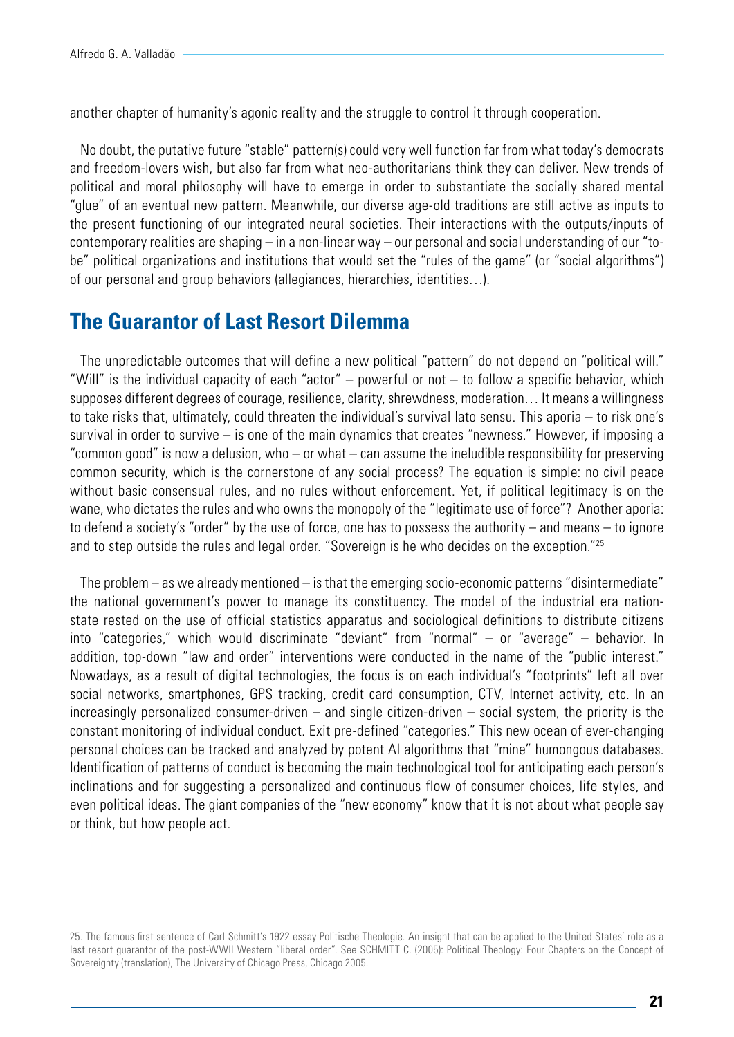another chapter of humanity's agonic reality and the struggle to control it through cooperation.

No doubt, the putative future "stable" pattern(s) could very well function far from what today's democrats and freedom-lovers wish, but also far from what neo-authoritarians think they can deliver. New trends of political and moral philosophy will have to emerge in order to substantiate the socially shared mental "glue" of an eventual new pattern. Meanwhile, our diverse age-old traditions are still active as inputs to the present functioning of our integrated neural societies. Their interactions with the outputs/inputs of contemporary realities are shaping – in a non-linear way – our personal and social understanding of our "to-be" political organizations and institutions that would set the "rules of the game" (or "social algorithms") of our personal and group behaviors (allegiances, hierarchies, identities…).

## The Guarantor of Last Resort Dilemma

The unpredictable outcomes that will define a new political "pattern" do not depend on "political will." "Will" is the individual capacity of each "actor" – powerful or not – to follow a specific behavior, which supposes different degrees of courage, resilience, clarity, shrewdness, moderation… It means a willingness to take risks that, ultimately, could threaten the individual's survival lato sensu. This aporia – to risk one's survival in order to survive – is one of the main dynamics that creates "newness." However, if imposing a "common good" is now a delusion, who – or what – can assume the ineludible responsibility for preserving common security, which is the cornerstone of any social process? The equation is simple: no civil peace without basic consensual rules, and no rules without enforcement. Yet, if political legitimacy is on the wane, who dictates the rules and who owns the monopoly of the "legitimate use of force"? Another aporia: to defend a society's "order" by the use of force, one has to possess the authority – and means – to ignore and to step outside the rules and legal order. "Sovereign is he who decides on the exception."[25]

The problem – as we already mentioned – is that the emerging socio-economic patterns "disintermediate" the national government's power to manage its constituency. The model of the industrial era nation-state rested on the use of official statistics apparatus and sociological definitions to distribute citizens into "categories," which would discriminate "deviant" from "normal" – or "average" – behavior. In addition, top-down "law and order" interventions were conducted in the name of the "public interest." Nowadays, as a result of digital technologies, the focus is on each individual's "footprints" left all over social networks, smartphones, GPS tracking, credit card consumption, CTV, Internet activity, etc. In an increasingly personalized consumer-driven – and single citizen-driven – social system, the priority is the constant monitoring of individual conduct. Exit pre-defined "categories." This new ocean of ever-changing personal choices can be tracked and analyzed by potent AI algorithms that "mine" humongous databases. Identification of patterns of conduct is becoming the main technological tool for anticipating each person's inclinations and for suggesting a personalized and continuous flow of consumer choices, life styles, and even political ideas. The giant companies of the "new economy" know that it is not about what people say or think, but how people act.

---

25. The famous first sentence of Carl Schmitt's 1922 essay Politische Theologie. An insight that can be applied to the United States' role as a last resort guarantor of the post-WWII Western "liberal order". See SCHMITT C. (2005): Political Theology: Four Chapters on the Concept of Sovereignty (translation), The University of Chicago Press, Chicago 2005.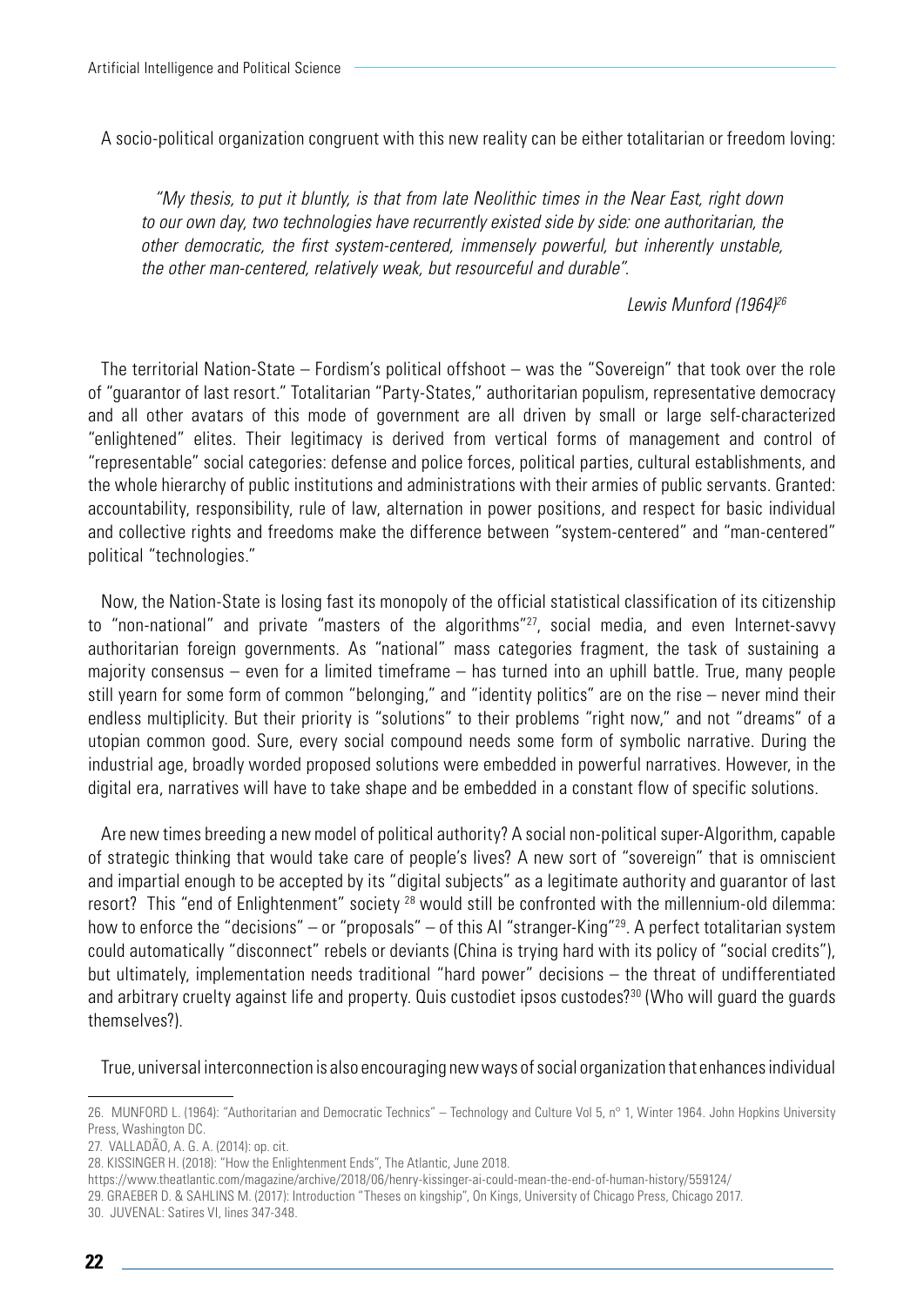A socio-political organization congruent with this new reality can be either totalitarian or freedom loving:

> *"My thesis, to put it bluntly, is that from late Neolithic times in the Near East, right down to our own day, two technologies have recurrently existed side by side: one authoritarian, the other democratic, the first system-centered, immensely powerful, but inherently unstable, the other man-centered, relatively weak, but resourceful and durable".*
>
> *Lewis Munford (1964)*[26]

The territorial Nation-State – Fordism's political offshoot – was the "Sovereign" that took over the role of "guarantor of last resort." Totalitarian "Party-States," authoritarian populism, representative democracy and all other avatars of this mode of government are all driven by small or large self-characterized "enlightened" elites. Their legitimacy is derived from vertical forms of management and control of "representable" social categories: defense and police forces, political parties, cultural establishments, and the whole hierarchy of public institutions and administrations with their armies of public servants. Granted: accountability, responsibility, rule of law, alternation in power positions, and respect for basic individual and collective rights and freedoms make the difference between "system-centered" and "man-centered" political "technologies."

Now, the Nation-State is losing fast its monopoly of the official statistical classification of its citizenship to "non-national" and private "masters of the algorithms"[27], social media, and even Internet-savvy authoritarian foreign governments. As "national" mass categories fragment, the task of sustaining a majority consensus – even for a limited timeframe – has turned into an uphill battle. True, many people still yearn for some form of common "belonging," and "identity politics" are on the rise – never mind their endless multiplicity. But their priority is "solutions" to their problems "right now," and not "dreams" of a utopian common good. Sure, every social compound needs some form of symbolic narrative. During the industrial age, broadly worded proposed solutions were embedded in powerful narratives. However, in the digital era, narratives will have to take shape and be embedded in a constant flow of specific solutions.

Are new times breeding a new model of political authority? A social non-political super-Algorithm, capable of strategic thinking that would take care of people's lives? A new sort of "sovereign" that is omniscient and impartial enough to be accepted by its "digital subjects" as a legitimate authority and guarantor of last resort? This "end of Enlightenment" society [28] would still be confronted with the millennium-old dilemma: how to enforce the "decisions" – or "proposals" – of this AI "stranger-King"[29]. A perfect totalitarian system could automatically "disconnect" rebels or deviants (China is trying hard with its policy of "social credits"), but ultimately, implementation needs traditional "hard power" decisions – the threat of undifferentiated and arbitrary cruelty against life and property. Quis custodiet ipsos custodes?[30] (Who will guard the guards themselves?).

True, universal interconnection is also encouraging new ways of social organization that enhances individual

---

26. MUNFORD L. (1964): "Authoritarian and Democratic Technics" – Technology and Culture Vol 5, n° 1, Winter 1964. John Hopkins University Press, Washington DC.

27. VALLADÃO, A. G. A. (2014): op. cit.

28. KISSINGER H. (2018): "How the Enlightenment Ends", The Atlantic, June 2018.
https://www.theatlantic.com/magazine/archive/2018/06/henry-kissinger-ai-could-mean-the-end-of-human-history/559124/

29. GRAEBER D. & SAHLINS M. (2017): Introduction "Theses on kingship", On Kings, University of Chicago Press, Chicago 2017.

30. JUVENAL: Satires VI, lines 347-348.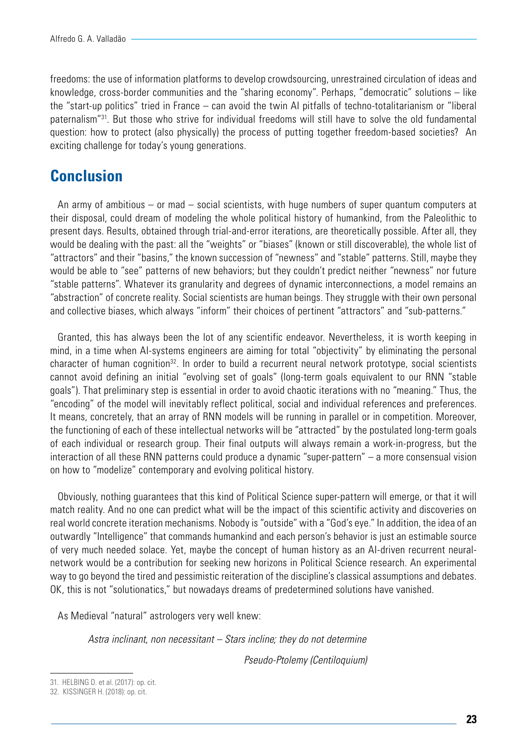freedoms: the use of information platforms to develop crowdsourcing, unrestrained circulation of ideas and knowledge, cross-border communities and the "sharing economy". Perhaps, "democratic" solutions – like the "start-up politics" tried in France – can avoid the twin AI pitfalls of techno-totalitarianism or "liberal paternalism"[31]. But those who strive for individual freedoms will still have to solve the old fundamental question: how to protect (also physically) the process of putting together freedom-based societies? An exciting challenge for today's young generations.

## Conclusion

An army of ambitious – or mad – social scientists, with huge numbers of super quantum computers at their disposal, could dream of modeling the whole political history of humankind, from the Paleolithic to present days. Results, obtained through trial-and-error iterations, are theoretically possible. After all, they would be dealing with the past: all the "weights" or "biases" (known or still discoverable), the whole list of "attractors" and their "basins," the known succession of "newness" and "stable" patterns. Still, maybe they would be able to "see" patterns of new behaviors; but they couldn't predict neither "newness" nor future "stable patterns". Whatever its granularity and degrees of dynamic interconnections, a model remains an "abstraction" of concrete reality. Social scientists are human beings. They struggle with their own personal and collective biases, which always "inform" their choices of pertinent "attractors" and "sub-patterns."

Granted, this has always been the lot of any scientific endeavor. Nevertheless, it is worth keeping in mind, in a time when AI-systems engineers are aiming for total "objectivity" by eliminating the personal character of human cognition[32]. In order to build a recurrent neural network prototype, social scientists cannot avoid defining an initial "evolving set of goals" (long-term goals equivalent to our RNN "stable goals"). That preliminary step is essential in order to avoid chaotic iterations with no "meaning." Thus, the "encoding" of the model will inevitably reflect political, social and individual references and preferences. It means, concretely, that an array of RNN models will be running in parallel or in competition. Moreover, the functioning of each of these intellectual networks will be "attracted" by the postulated long-term goals of each individual or research group. Their final outputs will always remain a work-in-progress, but the interaction of all these RNN patterns could produce a dynamic "super-pattern" – a more consensual vision on how to "modelize" contemporary and evolving political history.

Obviously, nothing guarantees that this kind of Political Science super-pattern will emerge, or that it will match reality. And no one can predict what will be the impact of this scientific activity and discoveries on real world concrete iteration mechanisms. Nobody is "outside" with a "God's eye." In addition, the idea of an outwardly "Intelligence" that commands humankind and each person's behavior is just an estimable source of very much needed solace. Yet, maybe the concept of human history as an AI-driven recurrent neural-network would be a contribution for seeking new horizons in Political Science research. An experimental way to go beyond the tired and pessimistic reiteration of the discipline's classical assumptions and debates. OK, this is not "solutionatics," but nowadays dreams of predetermined solutions have vanished.

As Medieval "natural" astrologers very well knew:

*Astra inclinant, non necessitant – Stars incline; they do not determine*

*Pseudo-Ptolemy (Centiloquium)*

---

31. HELBING D. et al. (2017): op. cit.

32. KISSINGER H. (2018): op. cit.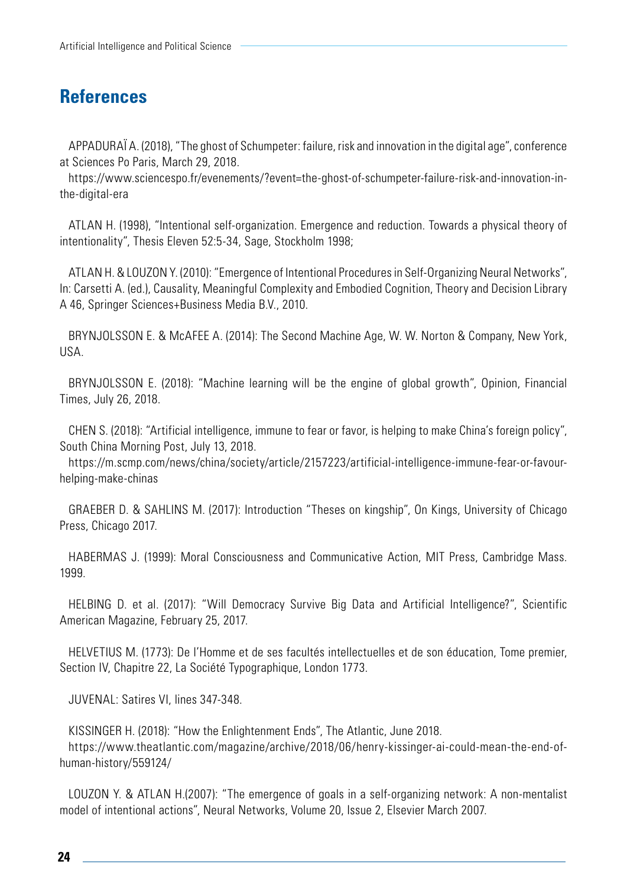## References

APPADURAÏ A. (2018), "The ghost of Schumpeter: failure, risk and innovation in the digital age", conference at Sciences Po Paris, March 29, 2018.
https://www.sciencespo.fr/evenements/?event=the-ghost-of-schumpeter-failure-risk-and-innovation-in-the-digital-era

ATLAN H. (1998), "Intentional self-organization. Emergence and reduction. Towards a physical theory of intentionality", Thesis Eleven 52:5-34, Sage, Stockholm 1998;

ATLAN H. & LOUZON Y. (2010): "Emergence of Intentional Procedures in Self-Organizing Neural Networks", In: Carsetti A. (ed.), Causality, Meaningful Complexity and Embodied Cognition, Theory and Decision Library A 46, Springer Sciences+Business Media B.V., 2010.

BRYNJOLSSON E. & McAFEE A. (2014): The Second Machine Age, W. W. Norton & Company, New York, USA.

BRYNJOLSSON E. (2018): "Machine learning will be the engine of global growth", Opinion, Financial Times, July 26, 2018.

CHEN S. (2018): "Artificial intelligence, immune to fear or favor, is helping to make China's foreign policy", South China Morning Post, July 13, 2018.
https://m.scmp.com/news/china/society/article/2157223/artificial-intelligence-immune-fear-or-favour-helping-make-chinas

GRAEBER D. & SAHLINS M. (2017): Introduction "Theses on kingship", On Kings, University of Chicago Press, Chicago 2017.

HABERMAS J. (1999): Moral Consciousness and Communicative Action, MIT Press, Cambridge Mass. 1999.

HELBING D. et al. (2017): "Will Democracy Survive Big Data and Artificial Intelligence?", Scientific American Magazine, February 25, 2017.

HELVETIUS M. (1773): De l'Homme et de ses facultés intellectuelles et de son éducation, Tome premier, Section IV, Chapitre 22, La Société Typographique, London 1773.

JUVENAL: Satires VI, lines 347-348.

KISSINGER H. (2018): "How the Enlightenment Ends", The Atlantic, June 2018.
https://www.theatlantic.com/magazine/archive/2018/06/henry-kissinger-ai-could-mean-the-end-of-human-history/559124/

LOUZON Y. & ATLAN H.(2007): "The emergence of goals in a self-organizing network: A non-mentalist model of intentional actions", Neural Networks, Volume 20, Issue 2, Elsevier March 2007.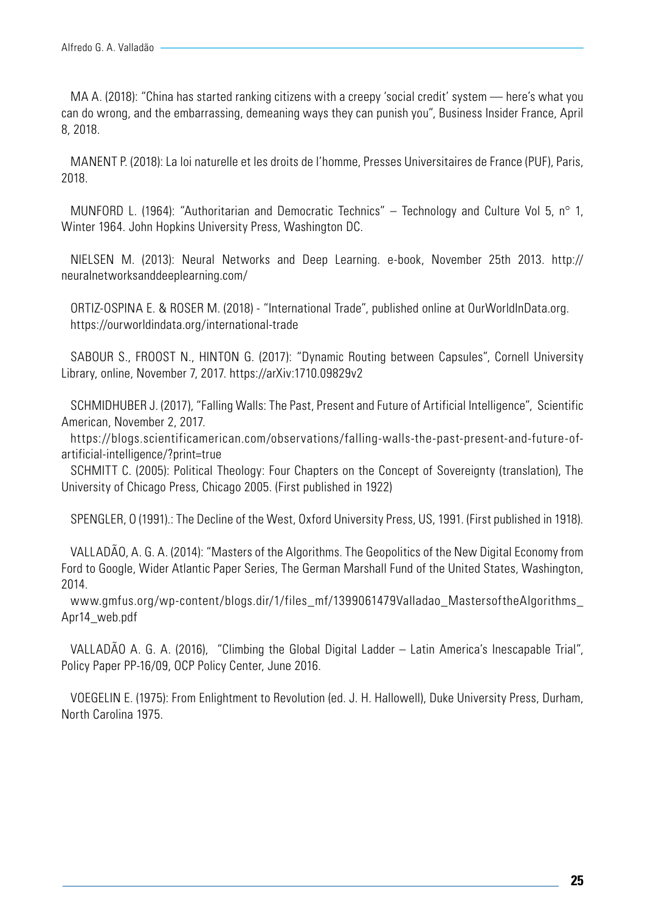MA A. (2018): “China has started ranking citizens with a creepy ‘social credit’ system — here’s what you can do wrong, and the embarrassing, demeaning ways they can punish you”, Business Insider France, April 8, 2018.

MANENT P. (2018): La loi naturelle et les droits de l’homme, Presses Universitaires de France (PUF), Paris, 2018.

MUNFORD L. (1964): “Authoritarian and Democratic Technics” – Technology and Culture Vol 5, n° 1, Winter 1964. John Hopkins University Press, Washington DC.

NIELSEN M. (2013): Neural Networks and Deep Learning. e-book, November 25th 2013. http://neuralnetworksanddeeplearning.com/

ORTIZ-OSPINA E. & ROSER M. (2018) - “International Trade”, published online at OurWorldInData.org. https://ourworldindata.org/international-trade

SABOUR S., FROOST N., HINTON G. (2017): “Dynamic Routing between Capsules”, Cornell University Library, online, November 7, 2017. https://arXiv:1710.09829v2

SCHMIDHUBER J. (2017), “Falling Walls: The Past, Present and Future of Artificial Intelligence”, Scientific American, November 2, 2017.
https://blogs.scientificamerican.com/observations/falling-walls-the-past-present-and-future-of-artificial-intelligence/?print=true

SCHMITT C. (2005): Political Theology: Four Chapters on the Concept of Sovereignty (translation), The University of Chicago Press, Chicago 2005. (First published in 1922)

SPENGLER, O (1991).: The Decline of the West, Oxford University Press, US, 1991. (First published in 1918).

VALLADÃO, A. G. A. (2014): “Masters of the Algorithms. The Geopolitics of the New Digital Economy from Ford to Google, Wider Atlantic Paper Series, The German Marshall Fund of the United States, Washington, 2014.
www.gmfus.org/wp-content/blogs.dir/1/files_mf/1399061479Valladao_MastersoftheAlgorithms_Apr14_web.pdf

VALLADÃO A. G. A. (2016), “Climbing the Global Digital Ladder – Latin America’s Inescapable Trial”, Policy Paper PP-16/09, OCP Policy Center, June 2016.

VOEGELIN E. (1975): From Enlightment to Revolution (ed. J. H. Hallowell), Duke University Press, Durham, North Carolina 1975.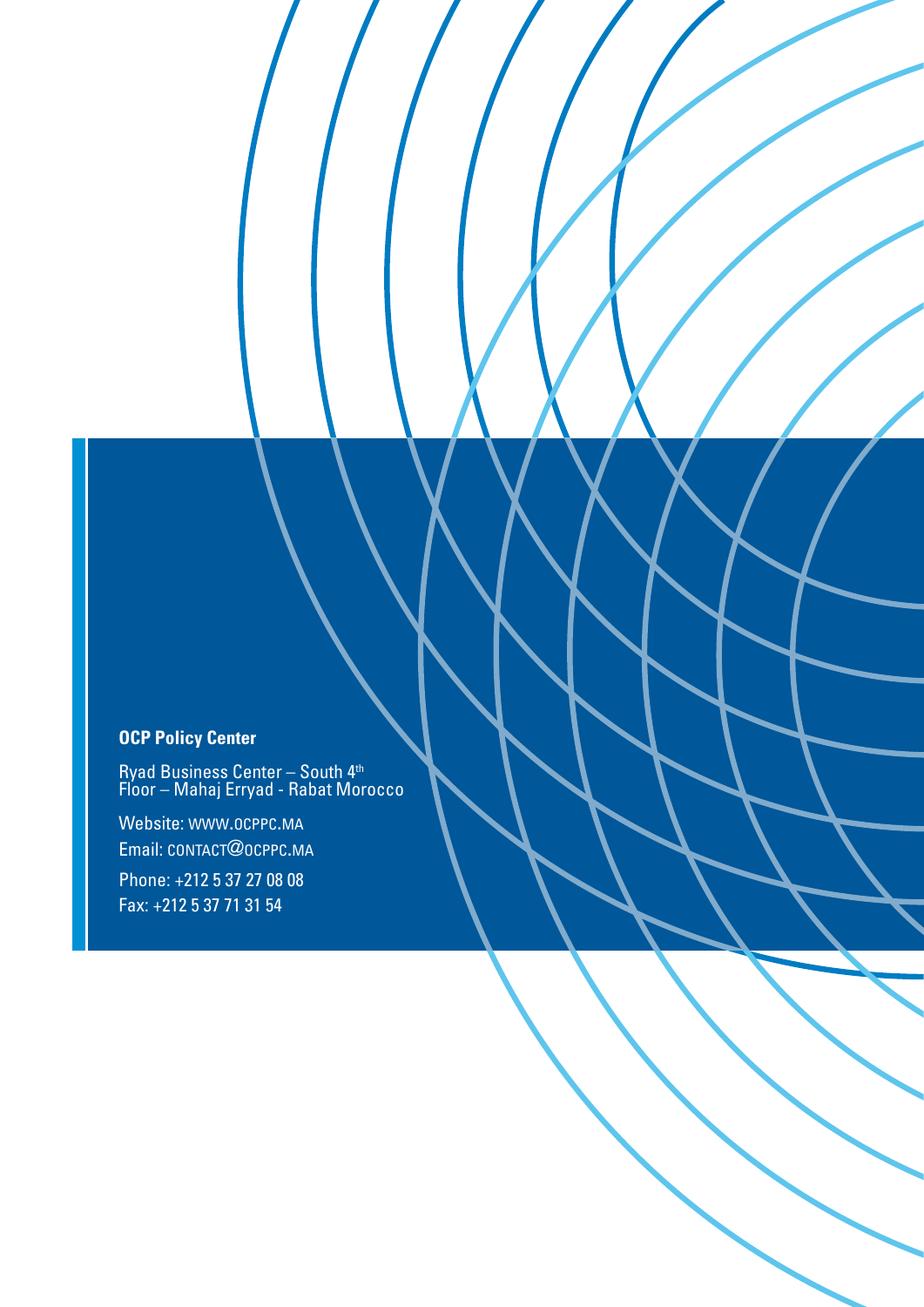**OCP Policy Center**

Ryad Business Center – South 4th Floor – Mahaj Erryad - Rabat Morocco

Website: www.ocppc.ma

Email: contact@ocppc.ma

Phone: +212 5 37 27 08 08

Fax: +212 5 37 71 31 54